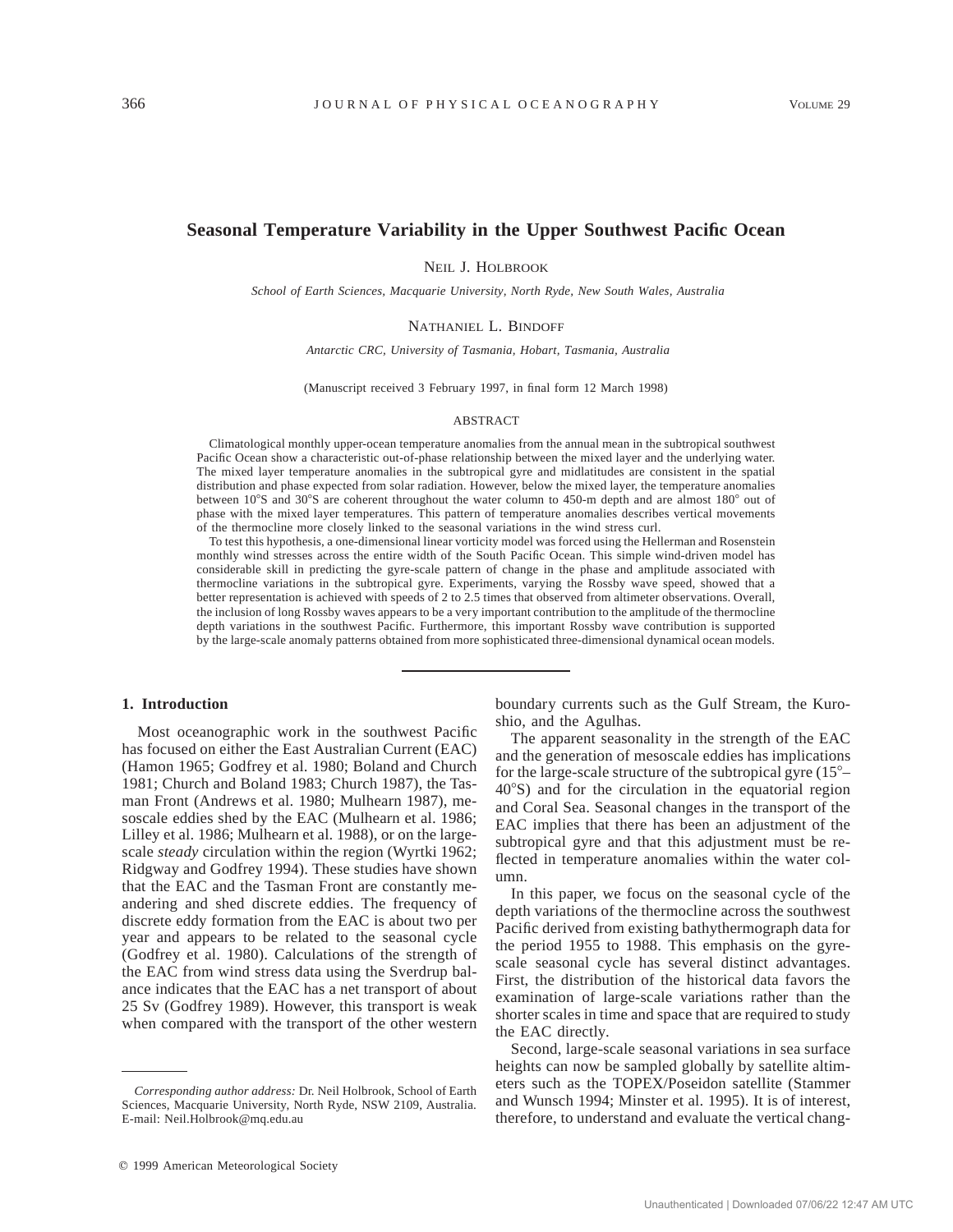# Seasonal Temperature Variability in the Upper Southwest Pacific Ocean

NEIL J. HOLBROOK

*School of Earth Sciences, Macquarie University, North Ryde, New South Wales, Australia*

NATHANIEL L. BINDOFF

*Antarctic CRC, University of Tasmania, Hobart, Tasmania, Australia*

(Manuscript received 3 February 1997, in final form 12 March 1998)

## ABSTRACT

Climatological monthly upper-ocean temperature anomalies from the annual mean in the subtropical southwest Pacific Ocean show a characteristic out-of-phase relationship between the mixed layer and the underlying water. The mixed layer temperature anomalies in the subtropical gyre and midlatitudes are consistent in the spatial distribution and phase expected from solar radiation. However, below the mixed layer, the temperature anomalies between 10°S and 30°S are coherent throughout the water column to 450-m depth and are almost 180° out of phase with the mixed layer temperatures. This pattern of temperature anomalies describes vertical movements of the thermocline more closely linked to the seasonal variations in the wind stress curl.

To test this hypothesis, a one-dimensional linear vorticity model was forced using the Hellerman and Rosenstein monthly wind stresses across the entire width of the South Pacific Ocean. This simple wind-driven model has considerable skill in predicting the gyre-scale pattern of change in the phase and amplitude associated with thermocline variations in the subtropical gyre. Experiments, varying the Rossby wave speed, showed that a better representation is achieved with speeds of 2 to 2.5 times that observed from altimeter observations. Overall, the inclusion of long Rossby waves appears to be a very important contribution to the amplitude of the thermocline depth variations in the southwest Pacific. Furthermore, this important Rossby wave contribution is supported by the large-scale anomaly patterns obtained from more sophisticated three-dimensional dynamical ocean models.

## 1. Introduction

Most oceanographic work in the southwest Pacific has focused on either the East Australian Current (EAC) (Hamon 1965; Godfrey et al. 1980; Boland and Church 1981; Church and Boland 1983; Church 1987), the Tasman Front (Andrews et al. 1980; Mulhearn 1987), mesoscale eddies shed by the EAC (Mulhearn et al. 1986; Lilley et al. 1986; Mulhearn et al. 1988), or on the large-scale *steady* circulation within the region (Wyrtki 1962; Ridgway and Godfrey 1994). These studies have shown that the EAC and the Tasman Front are constantly meandering and shed discrete eddies. The frequency of discrete eddy formation from the EAC is about two per year and appears to be related to the seasonal cycle (Godfrey et al. 1980). Calculations of the strength of the EAC from wind stress data using the Sverdrup balance indicates that the EAC has a net transport of about 25 Sv (Godfrey 1989). However, this transport is weak when compared with the transport of the other western boundary currents such as the Gulf Stream, the Kuroshio, and the Agulhas.

The apparent seasonality in the strength of the EAC and the generation of mesoscale eddies has implications for the large-scale structure of the subtropical gyre (15°–40°S) and for the circulation in the equatorial region and Coral Sea. Seasonal changes in the transport of the EAC implies that there has been an adjustment of the subtropical gyre and that this adjustment must be reflected in temperature anomalies within the water column.

In this paper, we focus on the seasonal cycle of the depth variations of the thermocline across the southwest Pacific derived from existing bathythermograph data for the period 1955 to 1988. This emphasis on the gyre-scale seasonal cycle has several distinct advantages. First, the distribution of the historical data favors the examination of large-scale variations rather than the shorter scales in time and space that are required to study the EAC directly.

Second, large-scale seasonal variations in sea surface heights can now be sampled globally by satellite altimeters such as the TOPEX/Poseidon satellite (Stammer and Wunsch 1994; Minster et al. 1995). It is of interest, therefore, to understand and evaluate the vertical chang-

*Corresponding author address:* Dr. Neil Holbrook, School of Earth Sciences, Macquarie University, North Ryde, NSW 2109, Australia. E-mail: Neil.Holbrook@mq.edu.au

© 1999 American Meteorological Society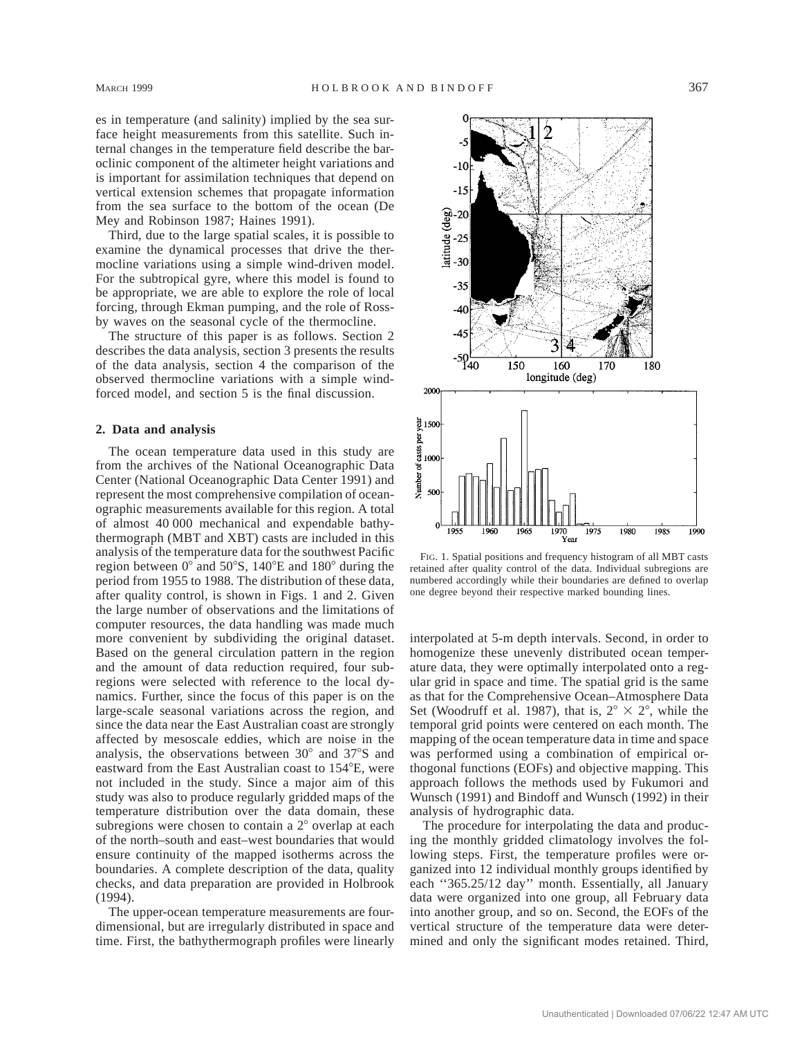es in temperature (and salinity) implied by the sea surface height measurements from this satellite. Such internal changes in the temperature field describe the baroclinic component of the altimeter height variations and is important for assimilation techniques that depend on vertical extension schemes that propagate information from the sea surface to the bottom of the ocean (De Mey and Robinson 1987; Haines 1991).

Third, due to the large spatial scales, it is possible to examine the dynamical processes that drive the thermocline variations using a simple wind-driven model. For the subtropical gyre, where this model is found to be appropriate, we are able to explore the role of local forcing, through Ekman pumping, and the role of Rossby waves on the seasonal cycle of the thermocline.

The structure of this paper is as follows. Section 2 describes the data analysis, section 3 presents the results of the data analysis, section 4 the comparison of the observed thermocline variations with a simple wind-forced model, and section 5 is the final discussion.

## 2. Data and analysis

The ocean temperature data used in this study are from the archives of the National Oceanographic Data Center (National Oceanographic Data Center 1991) and represent the most comprehensive compilation of oceanographic measurements available for this region. A total of almost 40 000 mechanical and expendable bathythermograph (MBT and XBT) casts are included in this analysis of the temperature data for the southwest Pacific region between 0° and 50°S, 140°E and 180° during the period from 1955 to 1988. The distribution of these data, after quality control, is shown in Figs. 1 and 2. Given the large number of observations and the limitations of computer resources, the data handling was made much more convenient by subdividing the original dataset. Based on the general circulation pattern in the region and the amount of data reduction required, four subregions were selected with reference to the local dynamics. Further, since the focus of this paper is on the large-scale seasonal variations across the region, and since the data near the East Australian coast are strongly affected by mesoscale eddies, which are noise in the analysis, the observations between 30° and 37°S and eastward from the East Australian coast to 154°E, were not included in the study. Since a major aim of this study was also to produce regularly gridded maps of the temperature distribution over the data domain, these subregions were chosen to contain a 2° overlap at each of the north–south and east–west boundaries that would ensure continuity of the mapped isotherms across the boundaries. A complete description of the data, quality checks, and data preparation are provided in Holbrook (1994).

The upper-ocean temperature measurements are four-dimensional, but are irregularly distributed in space and time. First, the bathythermograph profiles were linearly interpolated at 5-m depth intervals. Second, in order to homogenize these unevenly distributed ocean temperature data, they were optimally interpolated onto a regular grid in space and time. The spatial grid is the same as that for the Comprehensive Ocean–Atmosphere Data Set (Woodruff et al. 1987), that is, $2° \times 2°$, while the temporal grid points were centered on each month. The mapping of the ocean temperature data in time and space was performed using a combination of empirical orthogonal functions (EOFs) and objective mapping. This approach follows the methods used by Fukumori and Wunsch (1991) and Bindoff and Wunsch (1992) in their analysis of hydrographic data.

FIG. 1. Spatial positions and frequency histogram of all MBT casts retained after quality control of the data. Individual subregions are numbered accordingly while their boundaries are defined to overlap one degree beyond their respective marked bounding lines.

The procedure for interpolating the data and producing the monthly gridded climatology involves the following steps. First, the temperature profiles were organized into 12 individual monthly groups identified by each ''365.25/12 day'' month. Essentially, all January data were organized into one group, all February data into another group, and so on. Second, the EOFs of the vertical structure of the temperature data were determined and only the significant modes retained. Third,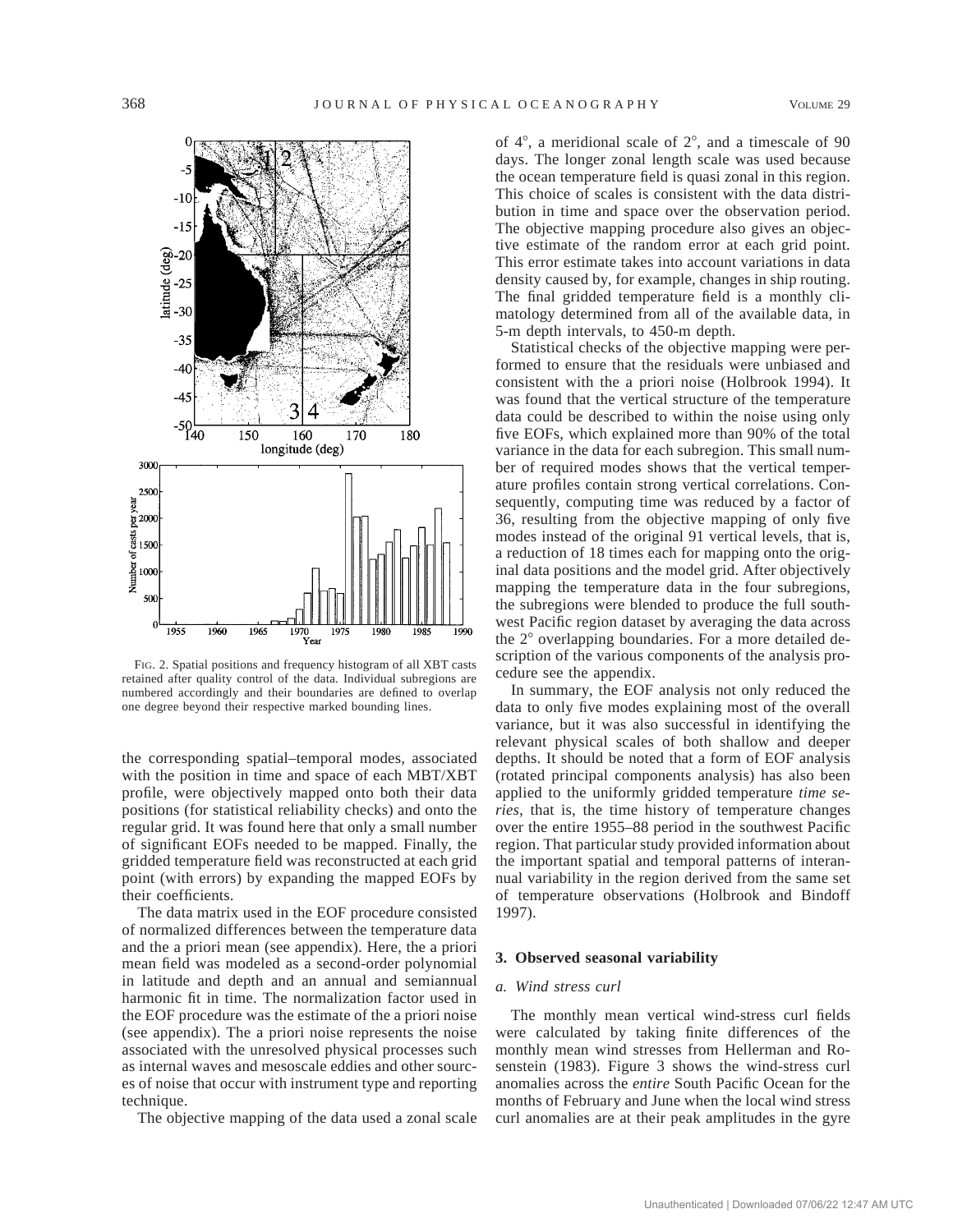0
-5
-10
-15
-20
-25
-30
-35
-40
-45
-50
latitude (deg)
140 150 160 170 180
longitude (deg)
1 2
3 4

3000
2500
2000
1500
1000
500
0
Number of casts per year
1955 1960 1965 1970 1975 1980 1985 1990
Year

FIG. 2. Spatial positions and frequency histogram of all XBT casts retained after quality control of the data. Individual subregions are numbered accordingly and their boundaries are defined to overlap one degree beyond their respective marked bounding lines.

the corresponding spatial–temporal modes, associated with the position in time and space of each MBT/XBT profile, were objectively mapped onto both their data positions (for statistical reliability checks) and onto the regular grid. It was found here that only a small number of significant EOFs needed to be mapped. Finally, the gridded temperature field was reconstructed at each grid point (with errors) by expanding the mapped EOFs by their coefficients.

The data matrix used in the EOF procedure consisted of normalized differences between the temperature data and the a priori mean (see appendix). Here, the a priori mean field was modeled as a second-order polynomial in latitude and depth and an annual and semiannual harmonic fit in time. The normalization factor used in the EOF procedure was the estimate of the a priori noise (see appendix). The a priori noise represents the noise associated with the unresolved physical processes such as internal waves and mesoscale eddies and other sources of noise that occur with instrument type and reporting technique.

The objective mapping of the data used a zonal scale of 4°, a meridional scale of 2°, and a timescale of 90 days. The longer zonal length scale was used because the ocean temperature field is quasi zonal in this region. This choice of scales is consistent with the data distribution in time and space over the observation period. The objective mapping procedure also gives an objective estimate of the random error at each grid point. This error estimate takes into account variations in data density caused by, for example, changes in ship routing. The final gridded temperature field is a monthly climatology determined from all of the available data, in 5-m depth intervals, to 450-m depth.

Statistical checks of the objective mapping were performed to ensure that the residuals were unbiased and consistent with the a priori noise (Holbrook 1994). It was found that the vertical structure of the temperature data could be described to within the noise using only five EOFs, which explained more than 90% of the total variance in the data for each subregion. This small number of required modes shows that the vertical temperature profiles contain strong vertical correlations. Consequently, computing time was reduced by a factor of 36, resulting from the objective mapping of only five modes instead of the original 91 vertical levels, that is, a reduction of 18 times each for mapping onto the original data positions and the model grid. After objectively mapping the temperature data in the four subregions, the subregions were blended to produce the full southwest Pacific region dataset by averaging the data across the 2° overlapping boundaries. For a more detailed description of the various components of the analysis procedure see the appendix.

In summary, the EOF analysis not only reduced the data to only five modes explaining most of the overall variance, but it was also successful in identifying the relevant physical scales of both shallow and deeper depths. It should be noted that a form of EOF analysis (rotated principal components analysis) has also been applied to the uniformly gridded temperature *time series,* that is, the time history of temperature changes over the entire 1955–88 period in the southwest Pacific region. That particular study provided information about the important spatial and temporal patterns of interannual variability in the region derived from the same set of temperature observations (Holbrook and Bindoff 1997).

## 3. Observed seasonal variability

### *a. Wind stress curl*

The monthly mean vertical wind-stress curl fields were calculated by taking finite differences of the monthly mean wind stresses from Hellerman and Rosenstein (1983). Figure 3 shows the wind-stress curl anomalies across the *entire* South Pacific Ocean for the months of February and June when the local wind stress curl anomalies are at their peak amplitudes in the gyre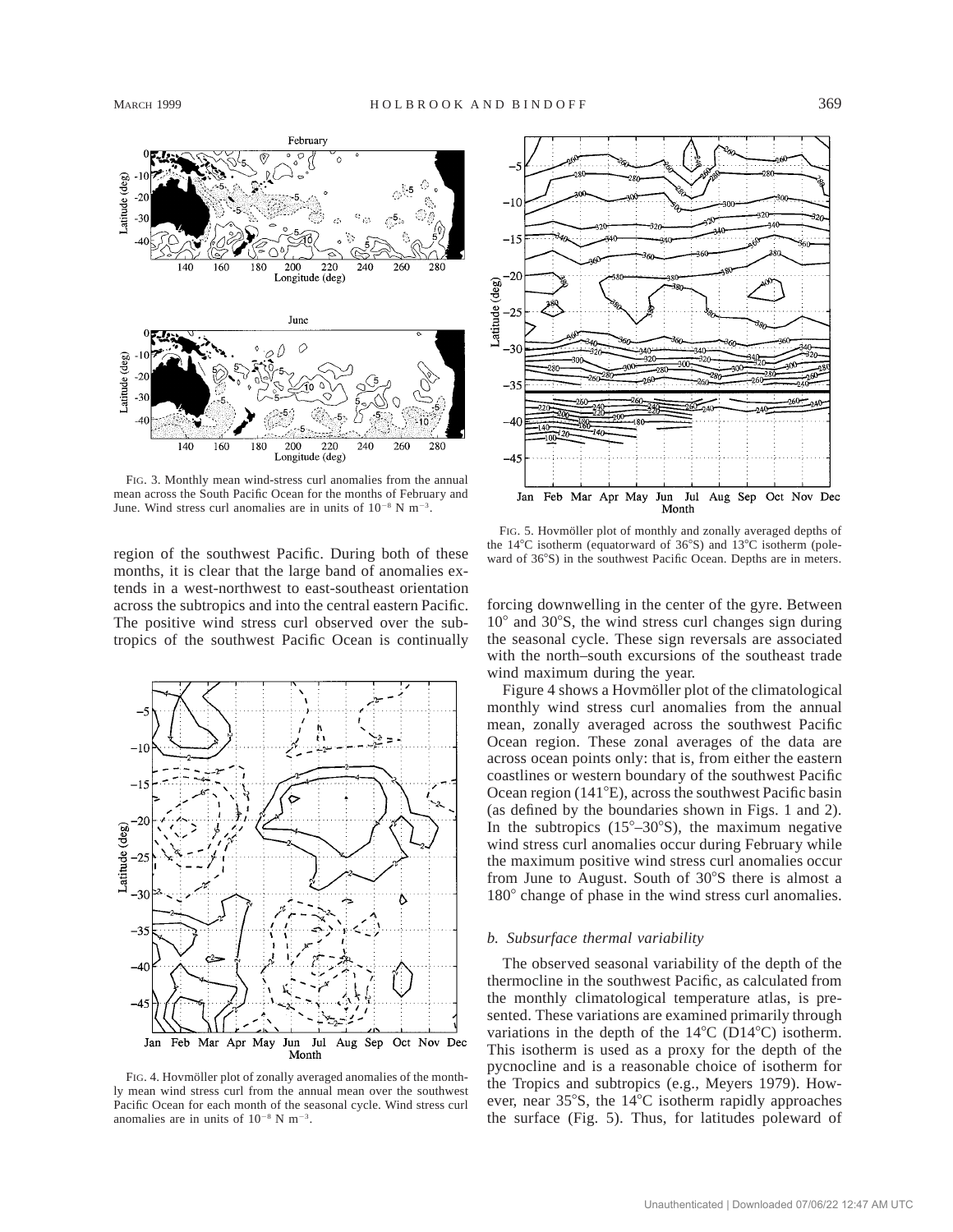FIG. 3. Monthly mean wind-stress curl anomalies from the annual mean across the South Pacific Ocean for the months of February and June. Wind stress curl anomalies are in units of $10^{-8}$ N m$^{-3}$.

region of the southwest Pacific. During both of these months, it is clear that the large band of anomalies extends in a west-northwest to east-southeast orientation across the subtropics and into the central eastern Pacific. The positive wind stress curl observed over the subtropics of the southwest Pacific Ocean is continually forcing downwelling in the center of the gyre. Between 10° and 30°S, the wind stress curl changes sign during the seasonal cycle. These sign reversals are associated with the north–south excursions of the southeast trade wind maximum during the year.

FIG. 4. Hovmöller plot of zonally averaged anomalies of the monthly mean wind stress curl from the annual mean over the southwest Pacific Ocean for each month of the seasonal cycle. Wind stress curl anomalies are in units of $10^{-8}$ N m$^{-3}$.

FIG. 5. Hovmöller plot of monthly and zonally averaged depths of the 14°C isotherm (equatorward of 36°S) and 13°C isotherm (poleward of 36°S) in the southwest Pacific Ocean. Depths are in meters.

Figure 4 shows a Hovmöller plot of the climatological monthly wind stress curl anomalies from the annual mean, zonally averaged across the southwest Pacific Ocean region. These zonal averages of the data are across ocean points only: that is, from either the eastern coastlines or western boundary of the southwest Pacific Ocean region (141°E), across the southwest Pacific basin (as defined by the boundaries shown in Figs. 1 and 2). In the subtropics (15°–30°S), the maximum negative wind stress curl anomalies occur during February while the maximum positive wind stress curl anomalies occur from June to August. South of 30°S there is almost a 180° change of phase in the wind stress curl anomalies.

### b. *Subsurface thermal variability*

The observed seasonal variability of the depth of the thermocline in the southwest Pacific, as calculated from the monthly climatological temperature atlas, is presented. These variations are examined primarily through variations in the depth of the 14°C (D14°C) isotherm. This isotherm is used as a proxy for the depth of the pycnocline and is a reasonable choice of isotherm for the Tropics and subtropics (e.g., Meyers 1979). However, near 35°S, the 14°C isotherm rapidly approaches the surface (Fig. 5). Thus, for latitudes poleward of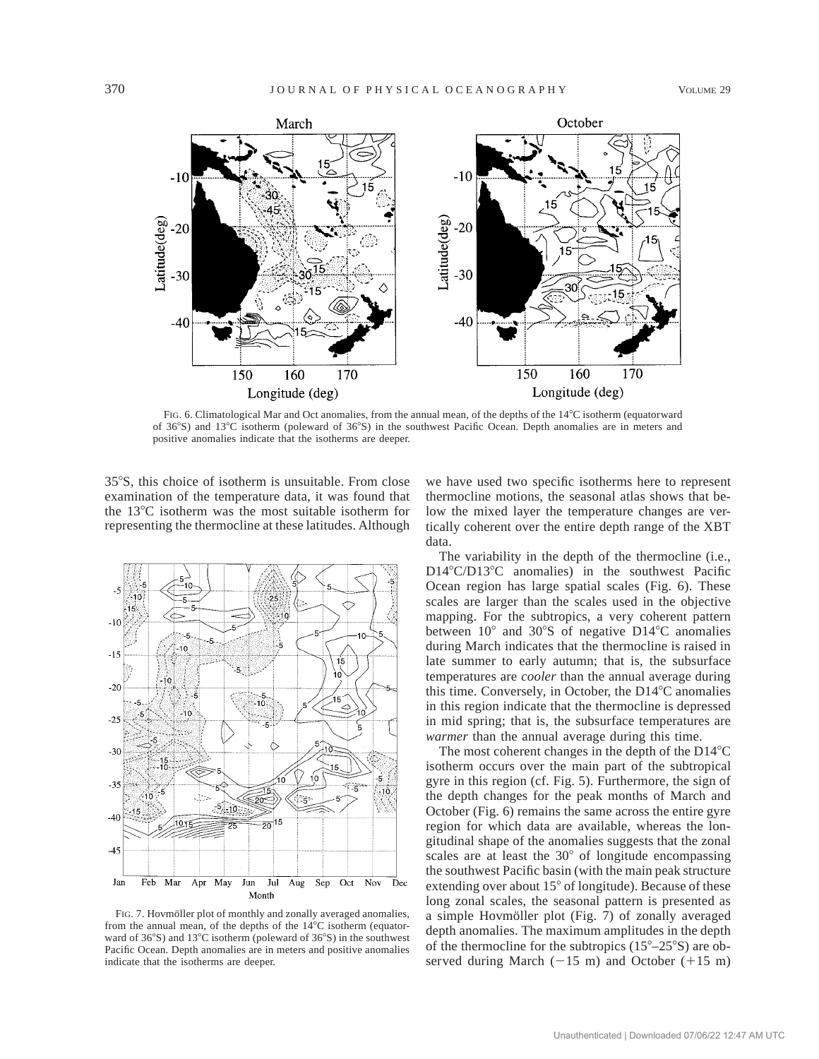FIG. 6. Climatological Mar and Oct anomalies, from the annual mean, of the depths of the 14°C isotherm (equatorward of 36°S) and 13°C isotherm (poleward of 36°S) in the southwest Pacific Ocean. Depth anomalies are in meters and positive anomalies indicate that the isotherms are deeper.

35°S, this choice of isotherm is unsuitable. From close examination of the temperature data, it was found that the 13°C isotherm was the most suitable isotherm for representing the thermocline at these latitudes. Although we have used two specific isotherms here to represent thermocline motions, the seasonal atlas shows that below the mixed layer the temperature changes are vertically coherent over the entire depth range of the XBT data.

FIG. 7. Hovmöller plot of monthly and zonally averaged anomalies, from the annual mean, of the depths of the 14°C isotherm (equatorward of 36°S) and 13°C isotherm (poleward of 36°S) in the southwest Pacific Ocean. Depth anomalies are in meters and positive anomalies indicate that the isotherms are deeper.

The variability in the depth of the thermocline (i.e., D14°C/D13°C anomalies) in the southwest Pacific Ocean region has large spatial scales (Fig. 6). These scales are larger than the scales used in the objective mapping. For the subtropics, a very coherent pattern between 10° and 30°S of negative D14°C anomalies during March indicates that the thermocline is raised in late summer to early autumn; that is, the subsurface temperatures are *cooler* than the annual average during this time. Conversely, in October, the D14°C anomalies in this region indicate that the thermocline is depressed in mid spring; that is, the subsurface temperatures are *warmer* than the annual average during this time.

The most coherent changes in the depth of the D14°C isotherm occurs over the main part of the subtropical gyre in this region (cf. Fig. 5). Furthermore, the sign of the depth changes for the peak months of March and October (Fig. 6) remains the same across the entire gyre region for which data are available, whereas the longitudinal shape of the anomalies suggests that the zonal scales are at least the 30° of longitude encompassing the southwest Pacific basin (with the main peak structure extending over about 15° of longitude). Because of these long zonal scales, the seasonal pattern is presented as a simple Hovmöller plot (Fig. 7) of zonally averaged depth anomalies. The maximum amplitudes in the depth of the thermocline for the subtropics (15°–25°S) are observed during March (−15 m) and October (+15 m)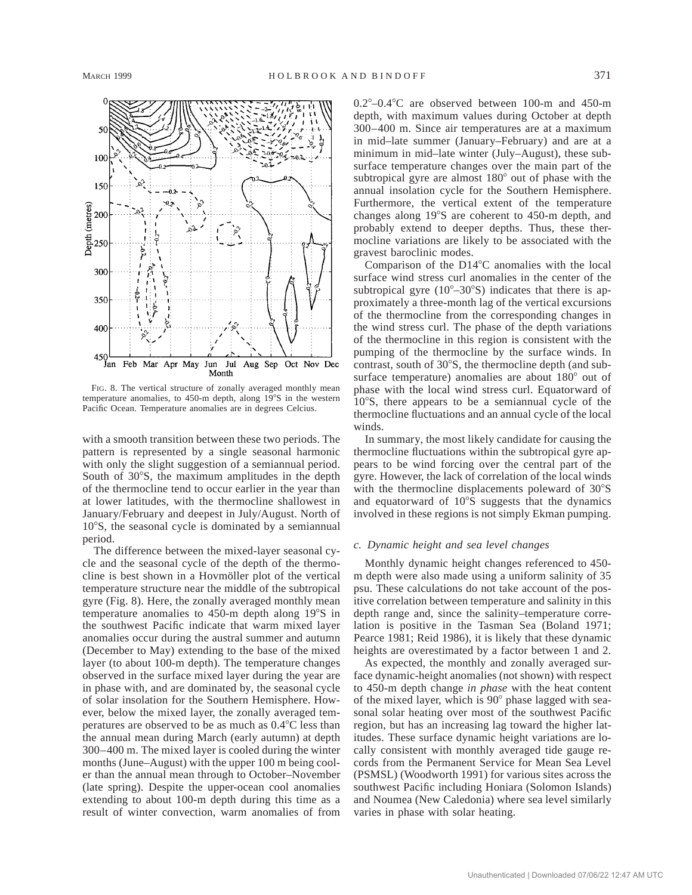FIG. 8. The vertical structure of zonally averaged monthly mean temperature anomalies, to 450-m depth, along 19°S in the western Pacific Ocean. Temperature anomalies are in degrees Celcius.

with a smooth transition between these two periods. The pattern is represented by a single seasonal harmonic with only the slight suggestion of a semiannual period. South of 30°S, the maximum amplitudes in the depth of the thermocline tend to occur earlier in the year than at lower latitudes, with the thermocline shallowest in January/February and deepest in July/August. North of 10°S, the seasonal cycle is dominated by a semiannual period.

The difference between the mixed-layer seasonal cycle and the seasonal cycle of the depth of the thermocline is best shown in a Hovmöller plot of the vertical temperature structure near the middle of the subtropical gyre (Fig. 8). Here, the zonally averaged monthly mean temperature anomalies to 450-m depth along 19°S in the southwest Pacific indicate that warm mixed layer anomalies occur during the austral summer and autumn (December to May) extending to the base of the mixed layer (to about 100-m depth). The temperature changes observed in the surface mixed layer during the year are in phase with, and are dominated by, the seasonal cycle of solar insolation for the Southern Hemisphere. However, below the mixed layer, the zonally averaged temperatures are observed to be as much as 0.4°C less than the annual mean during March (early autumn) at depth 300–400 m. The mixed layer is cooled during the winter months (June–August) with the upper 100 m being cooler than the annual mean through to October–November (late spring). Despite the upper-ocean cool anomalies extending to about 100-m depth during this time as a result of winter convection, warm anomalies of from 0.2°–0.4°C are observed between 100-m and 450-m depth, with maximum values during October at depth 300–400 m. Since air temperatures are at a maximum in mid–late summer (January–February) and are at a minimum in mid–late winter (July–August), these subsurface temperature changes over the main part of the subtropical gyre are almost 180° out of phase with the annual insolation cycle for the Southern Hemisphere. Furthermore, the vertical extent of the temperature changes along 19°S are coherent to 450-m depth, and probably extend to deeper depths. Thus, these thermocline variations are likely to be associated with the gravest baroclinic modes.

Comparison of the D14°C anomalies with the local surface wind stress curl anomalies in the center of the subtropical gyre (10°–30°S) indicates that there is approximately a three-month lag of the vertical excursions of the thermocline from the corresponding changes in the wind stress curl. The phase of the depth variations of the thermocline in this region is consistent with the pumping of the thermocline by the surface winds. In contrast, south of 30°S, the thermocline depth (and subsurface temperature) anomalies are about 180° out of phase with the local wind stress curl. Equatorward of 10°S, there appears to be a semiannual cycle of the thermocline fluctuations and an annual cycle of the local winds.

In summary, the most likely candidate for causing the thermocline fluctuations within the subtropical gyre appears to be wind forcing over the central part of the gyre. However, the lack of correlation of the local winds with the thermocline displacements poleward of 30°S and equatorward of 10°S suggests that the dynamics involved in these regions is not simply Ekman pumping.

### *c. Dynamic height and sea level changes*

Monthly dynamic height changes referenced to 450-m depth were also made using a uniform salinity of 35 psu. These calculations do not take account of the positive correlation between temperature and salinity in this depth range and, since the salinity–temperature correlation is positive in the Tasman Sea (Boland 1971; Pearce 1981; Reid 1986), it is likely that these dynamic heights are overestimated by a factor between 1 and 2.

As expected, the monthly and zonally averaged surface dynamic-height anomalies (not shown) with respect to 450-m depth change *in phase* with the heat content of the mixed layer, which is 90° phase lagged with seasonal solar heating over most of the southwest Pacific region, but has an increasing lag toward the higher latitudes. These surface dynamic height variations are locally consistent with monthly averaged tide gauge records from the Permanent Service for Mean Sea Level (PSMSL) (Woodworth 1991) for various sites across the southwest Pacific including Honiara (Solomon Islands) and Noumea (New Caledonia) where sea level similarly varies in phase with solar heating.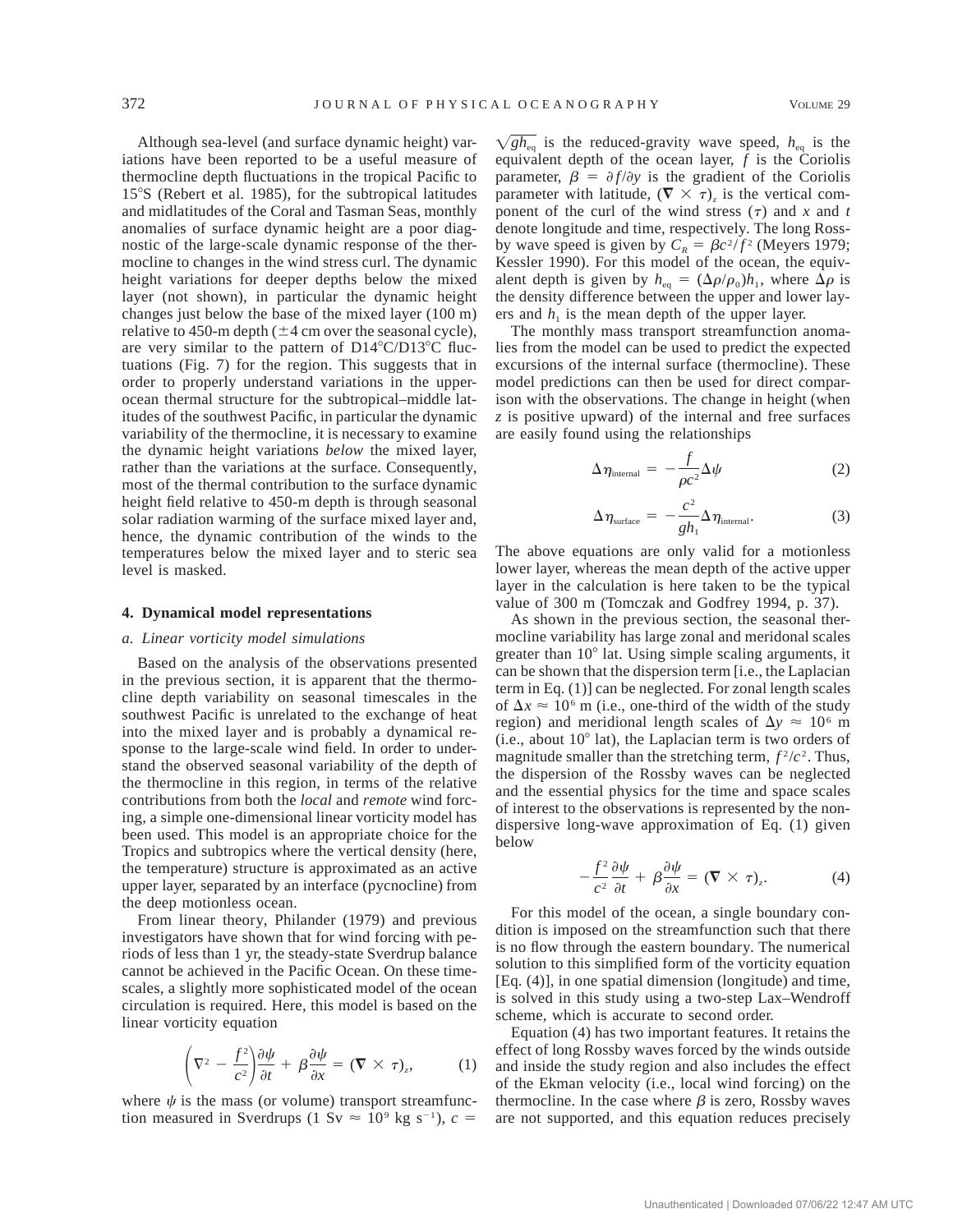Although sea-level (and surface dynamic height) variations have been reported to be a useful measure of thermocline depth fluctuations in the tropical Pacific to 15°S (Rebert et al. 1985), for the subtropical latitudes and midlatitudes of the Coral and Tasman Seas, monthly anomalies of surface dynamic height are a poor diagnostic of the large-scale dynamic response of the thermocline to changes in the wind stress curl. The dynamic height variations for deeper depths below the mixed layer (not shown), in particular the dynamic height changes just below the base of the mixed layer (100 m) relative to 450-m depth (±4 cm over the seasonal cycle), are very similar to the pattern of D14°C/D13°C fluctuations (Fig. 7) for the region. This suggests that in order to properly understand variations in the upper-ocean thermal structure for the subtropical–middle latitudes of the southwest Pacific, in particular the dynamic variability of the thermocline, it is necessary to examine the dynamic height variations *below* the mixed layer, rather than the variations at the surface. Consequently, most of the thermal contribution to the surface dynamic height field relative to 450-m depth is through seasonal solar radiation warming of the surface mixed layer and, hence, the dynamic contribution of the winds to the temperatures below the mixed layer and to steric sea level is masked.

## 4. Dynamical model representations

### *a. Linear vorticity model simulations*

Based on the analysis of the observations presented in the previous section, it is apparent that the thermocline depth variability on seasonal timescales in the southwest Pacific is unrelated to the exchange of heat into the mixed layer and is probably a dynamical response to the large-scale wind field. In order to understand the observed seasonal variability of the depth of the thermocline in this region, in terms of the relative contributions from both the *local* and *remote* wind forcing, a simple one-dimensional linear vorticity model has been used. This model is an appropriate choice for the Tropics and subtropics where the vertical density (here, the temperature) structure is approximated as an active upper layer, separated by an interface (pycnocline) from the deep motionless ocean.

From linear theory, Philander (1979) and previous investigators have shown that for wind forcing with periods of less than 1 yr, the steady-state Sverdrup balance cannot be achieved in the Pacific Ocean. On these timescales, a slightly more sophisticated model of the ocean circulation is required. Here, this model is based on the linear vorticity equation

$$\left(\nabla^2 - \frac{f^2}{c^2}\right)\frac{\partial \psi}{\partial t} + \beta\frac{\partial \psi}{\partial x} = (\boldsymbol{\nabla} \times \tau)_z, \qquad (1)$$

where $\psi$ is the mass (or volume) transport streamfunction measured in Sverdrups (1 Sv $\approx 10^9$ kg s$^{-1}$), $c = \sqrt{gh_{\rm eq}}$ is the reduced-gravity wave speed, $h_{\rm eq}$ is the equivalent depth of the ocean layer, $f$ is the Coriolis parameter, $\beta = \partial f/\partial y$ is the gradient of the Coriolis parameter with latitude, $(\boldsymbol{\nabla} \times \tau)_z$ is the vertical component of the curl of the wind stress ($\tau$) and $x$ and $t$ denote longitude and time, respectively. The long Rossby wave speed is given by $C_R = \beta c^2/f^2$ (Meyers 1979; Kessler 1990). For this model of the ocean, the equivalent depth is given by $h_{\rm eq} = (\Delta\rho/\rho_0)h_1$, where $\Delta\rho$ is the density difference between the upper and lower layers and $h_1$ is the mean depth of the upper layer.

The monthly mass transport streamfunction anomalies from the model can be used to predict the expected excursions of the internal surface (thermocline). These model predictions can then be used for direct comparison with the observations. The change in height (when $z$ is positive upward) of the internal and free surfaces are easily found using the relationships

$$\Delta\eta_{\rm internal} = -\frac{f}{\rho c^2}\Delta\psi \qquad (2)$$

$$\Delta\eta_{\rm surface} = -\frac{c^2}{gh_1}\Delta\eta_{\rm internal}. \qquad (3)$$

The above equations are only valid for a motionless lower layer, whereas the mean depth of the active upper layer in the calculation is here taken to be the typical value of 300 m (Tomczak and Godfrey 1994, p. 37).

As shown in the previous section, the seasonal thermocline variability has large zonal and meridonal scales greater than 10° lat. Using simple scaling arguments, it can be shown that the dispersion term [i.e., the Laplacian term in Eq. (1)] can be neglected. For zonal length scales of $\Delta x \approx 10^6$ m (i.e., one-third of the width of the study region) and meridional length scales of $\Delta y \approx 10^6$ m (i.e., about 10° lat), the Laplacian term is two orders of magnitude smaller than the stretching term, $f^2/c^2$. Thus, the dispersion of the Rossby waves can be neglected and the essential physics for the time and space scales of interest to the observations is represented by the nondispersive long-wave approximation of Eq. (1) given below

$$-\frac{f^2}{c^2}\frac{\partial \psi}{\partial t} + \beta\frac{\partial \psi}{\partial x} = (\boldsymbol{\nabla} \times \tau)_z. \qquad (4)$$

For this model of the ocean, a single boundary condition is imposed on the streamfunction such that there is no flow through the eastern boundary. The numerical solution to this simplified form of the vorticity equation [Eq. (4)], in one spatial dimension (longitude) and time, is solved in this study using a two-step Lax–Wendroff scheme, which is accurate to second order.

Equation (4) has two important features. It retains the effect of long Rossby waves forced by the winds outside and inside the study region and also includes the effect of the Ekman velocity (i.e., local wind forcing) on the thermocline. In the case where $\beta$ is zero, Rossby waves are not supported, and this equation reduces precisely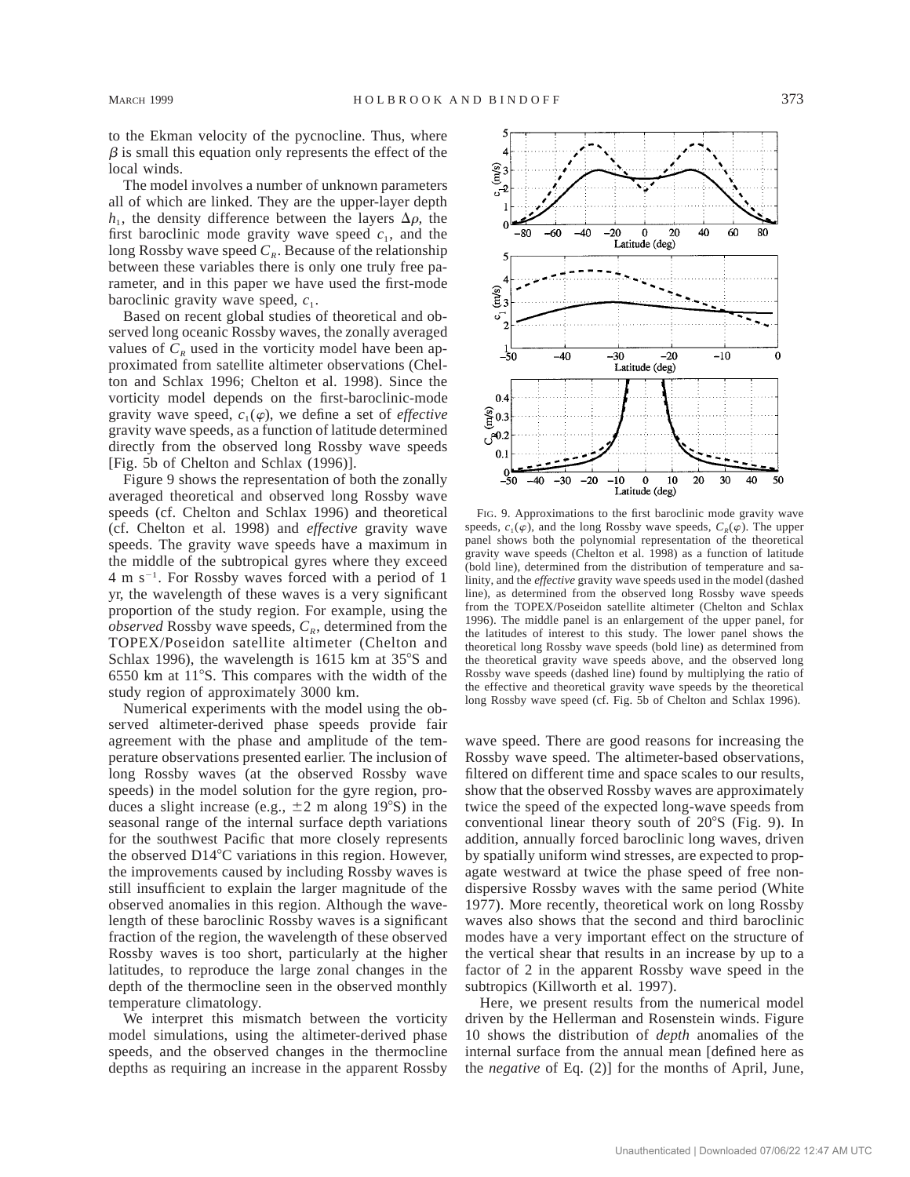to the Ekman velocity of the pycnocline. Thus, where $\beta$ is small this equation only represents the effect of the local winds.

The model involves a number of unknown parameters all of which are linked. They are the upper-layer depth $h_1$, the density difference between the layers $\Delta\rho$, the first baroclinic mode gravity wave speed $c_1$, and the long Rossby wave speed $C_R$. Because of the relationship between these variables there is only one truly free parameter, and in this paper we have used the first-mode baroclinic gravity wave speed, $c_1$.

Based on recent global studies of theoretical and observed long oceanic Rossby waves, the zonally averaged values of $C_R$ used in the vorticity model have been approximated from satellite altimeter observations (Chelton and Schlax 1996; Chelton et al. 1998). Since the vorticity model depends on the first-baroclinic-mode gravity wave speed, $c_1(\varphi)$, we define a set of *effective* gravity wave speeds, as a function of latitude determined directly from the observed long Rossby wave speeds [Fig. 5b of Chelton and Schlax (1996)].

Figure 9 shows the representation of both the zonally averaged theoretical and observed long Rossby wave speeds (cf. Chelton and Schlax 1996) and theoretical (cf. Chelton et al. 1998) and *effective* gravity wave speeds. The gravity wave speeds have a maximum in the middle of the subtropical gyres where they exceed 4 m $s^{-1}$. For Rossby waves forced with a period of 1 yr, the wavelength of these waves is a very significant proportion of the study region. For example, using the *observed* Rossby wave speeds, $C_R$, determined from the TOPEX/Poseidon satellite altimeter (Chelton and Schlax 1996), the wavelength is 1615 km at 35°S and 6550 km at 11°S. This compares with the width of the study region of approximately 3000 km.

Numerical experiments with the model using the observed altimeter-derived phase speeds provide fair agreement with the phase and amplitude of the temperature observations presented earlier. The inclusion of long Rossby waves (at the observed Rossby wave speeds) in the model solution for the gyre region, produces a slight increase (e.g., $\pm 2$ m along 19°S) in the seasonal range of the internal surface depth variations for the southwest Pacific that more closely represents the observed D14°C variations in this region. However, the improvements caused by including Rossby waves is still insufficient to explain the larger magnitude of the observed anomalies in this region. Although the wavelength of these baroclinic Rossby waves is a significant fraction of the region, the wavelength of these observed Rossby waves is too short, particularly at the higher latitudes, to reproduce the large zonal changes in the depth of the thermocline seen in the observed monthly temperature climatology.

We interpret this mismatch between the vorticity model simulations, using the altimeter-derived phase speeds, and the observed changes in the thermocline depths as requiring an increase in the apparent Rossby wave speed. There are good reasons for increasing the Rossby wave speed. The altimeter-based observations, filtered on different time and space scales to our results, show that the observed Rossby waves are approximately twice the speed of the expected long-wave speeds from conventional linear theory south of 20°S (Fig. 9). In addition, annually forced baroclinic long waves, driven by spatially uniform wind stresses, are expected to propagate westward at twice the phase speed of free nondispersive Rossby waves with the same period (White 1977). More recently, theoretical work on long Rossby waves also shows that the second and third baroclinic modes have a very important effect on the structure of the vertical shear that results in an increase by up to a factor of 2 in the apparent Rossby wave speed in the subtropics (Killworth et al. 1997).

FIG. 9. Approximations to the first baroclinic mode gravity wave speeds, $c_1(\varphi)$, and the long Rossby wave speeds, $C_R(\varphi)$. The upper panel shows both the polynomial representation of the theoretical gravity wave speeds (Chelton et al. 1998) as a function of latitude (bold line), determined from the distribution of temperature and salinity, and the *effective* gravity wave speeds used in the model (dashed line), as determined from the observed long Rossby wave speeds from the TOPEX/Poseidon satellite altimeter (Chelton and Schlax 1996). The middle panel is an enlargement of the upper panel, for the latitudes of interest to this study. The lower panel shows the theoretical long Rossby wave speeds (bold line) as determined from the theoretical gravity wave speeds above, and the observed long Rossby wave speeds (dashed line) found by multiplying the ratio of the effective and theoretical gravity wave speeds by the theoretical long Rossby wave speed (cf. Fig. 5b of Chelton and Schlax 1996).

Here, we present results from the numerical model driven by the Hellerman and Rosenstein winds. Figure 10 shows the distribution of *depth* anomalies of the internal surface from the annual mean [defined here as the *negative* of Eq. (2)] for the months of April, June,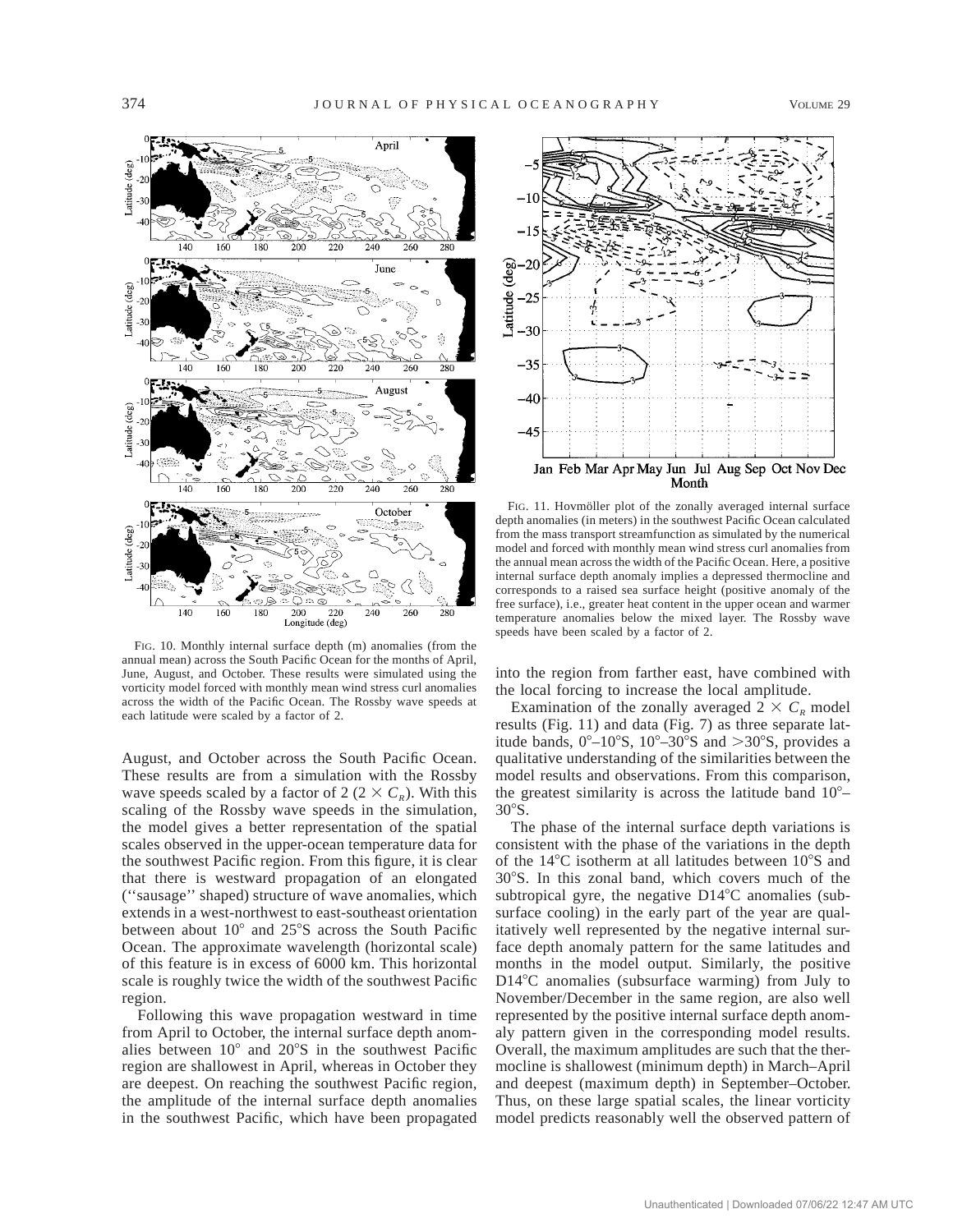FIG. 10. Monthly internal surface depth (m) anomalies (from the annual mean) across the South Pacific Ocean for the months of April, June, August, and October. These results were simulated using the vorticity model forced with monthly mean wind stress curl anomalies across the width of the Pacific Ocean. The Rossby wave speeds at each latitude were scaled by a factor of 2.

FIG. 11. Hovmöller plot of the zonally averaged internal surface depth anomalies (in meters) in the southwest Pacific Ocean calculated from the mass transport streamfunction as simulated by the numerical model and forced with monthly mean wind stress curl anomalies from the annual mean across the width of the Pacific Ocean. Here, a positive internal surface depth anomaly implies a depressed thermocline and corresponds to a raised sea surface height (positive anomaly of the free surface), i.e., greater heat content in the upper ocean and warmer temperature anomalies below the mixed layer. The Rossby wave speeds have been scaled by a factor of 2.

August, and October across the South Pacific Ocean. These results are from a simulation with the Rossby wave speeds scaled by a factor of 2 ($2 \times C_R$). With this scaling of the Rossby wave speeds in the simulation, the model gives a better representation of the spatial scales observed in the upper-ocean temperature data for the southwest Pacific region. From this figure, it is clear that there is westward propagation of an elongated (''sausage'' shaped) structure of wave anomalies, which extends in a west-northwest to east-southeast orientation between about 10° and 25°S across the South Pacific Ocean. The approximate wavelength (horizontal scale) of this feature is in excess of 6000 km. This horizontal scale is roughly twice the width of the southwest Pacific region.

Following this wave propagation westward in time from April to October, the internal surface depth anomalies between 10° and 20°S in the southwest Pacific region are shallowest in April, whereas in October they are deepest. On reaching the southwest Pacific region, the amplitude of the internal surface depth anomalies in the southwest Pacific, which have been propagated into the region from farther east, have combined with the local forcing to increase the local amplitude.

Examination of the zonally averaged $2 \times C_R$ model results (Fig. 11) and data (Fig. 7) as three separate latitude bands, 0°–10°S, 10°–30°S and >30°S, provides a qualitative understanding of the similarities between the model results and observations. From this comparison, the greatest similarity is across the latitude band 10°–30°S.

The phase of the internal surface depth variations is consistent with the phase of the variations in the depth of the 14°C isotherm at all latitudes between 10°S and 30°S. In this zonal band, which covers much of the subtropical gyre, the negative D14°C anomalies (subsurface cooling) in the early part of the year are qualitatively well represented by the negative internal surface depth anomaly pattern for the same latitudes and months in the model output. Similarly, the positive D14°C anomalies (subsurface warming) from July to November/December in the same region, are also well represented by the positive internal surface depth anomaly pattern given in the corresponding model results. Overall, the maximum amplitudes are such that the thermocline is shallowest (minimum depth) in March–April and deepest (maximum depth) in September–October. Thus, on these large spatial scales, the linear vorticity model predicts reasonably well the observed pattern of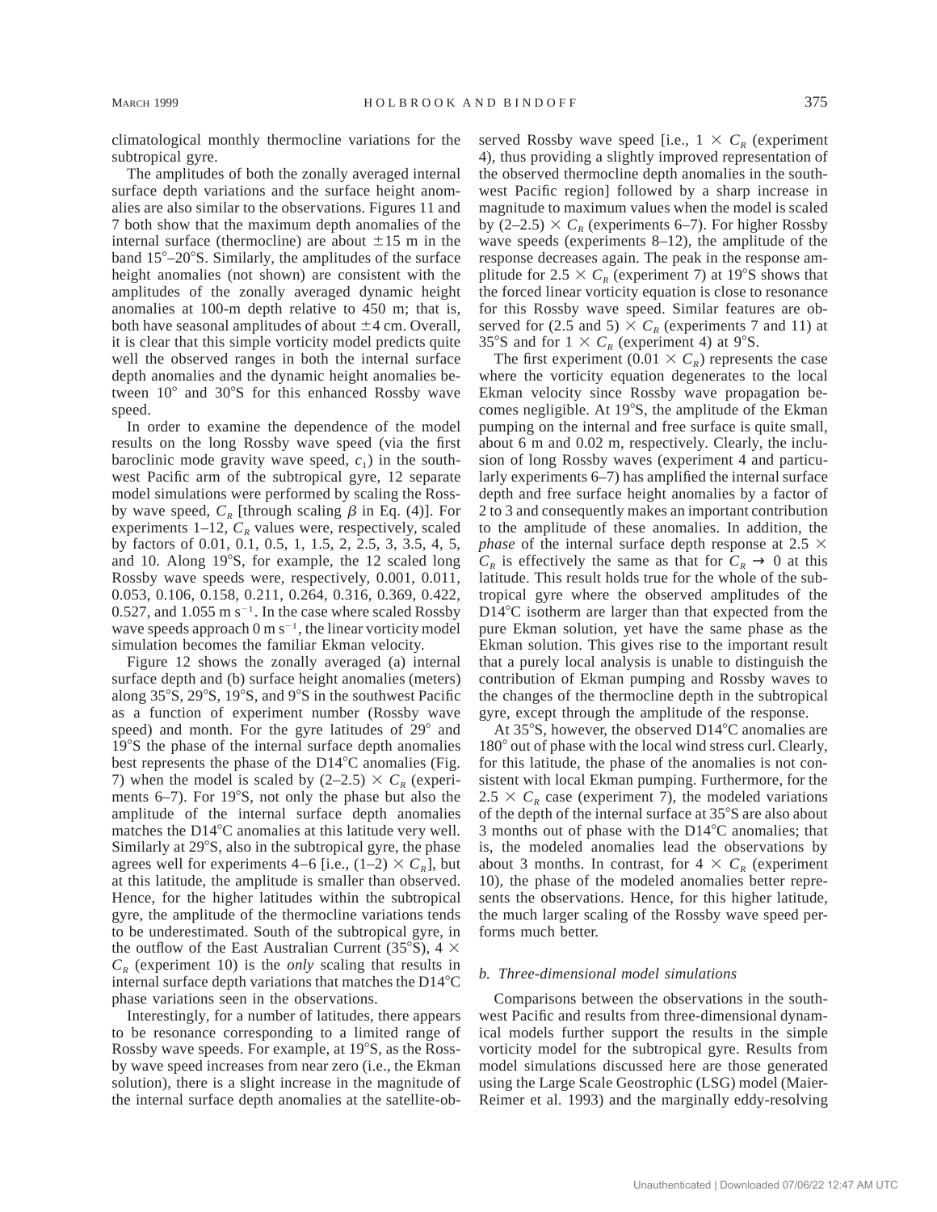climatological monthly thermocline variations for the subtropical gyre.

The amplitudes of both the zonally averaged internal surface depth variations and the surface height anomalies are also similar to the observations. Figures 11 and 7 both show that the maximum depth anomalies of the internal surface (thermocline) are about $\pm 15$ m in the band 15°–20°S. Similarly, the amplitudes of the surface height anomalies (not shown) are consistent with the amplitudes of the zonally averaged dynamic height anomalies at 100-m depth relative to 450 m; that is, both have seasonal amplitudes of about $\pm 4$ cm. Overall, it is clear that this simple vorticity model predicts quite well the observed ranges in both the internal surface depth anomalies and the dynamic height anomalies between 10° and 30°S for this enhanced Rossby wave speed.

In order to examine the dependence of the model results on the long Rossby wave speed (via the first baroclinic mode gravity wave speed, $c_1$) in the southwest Pacific arm of the subtropical gyre, 12 separate model simulations were performed by scaling the Rossby wave speed, $C_R$ [through scaling $\beta$ in Eq. (4)]. For experiments 1–12, $C_R$ values were, respectively, scaled by factors of 0.01, 0.1, 0.5, 1, 1.5, 2, 2.5, 3, 3.5, 4, 5, and 10. Along 19°S, for example, the 12 scaled long Rossby wave speeds were, respectively, 0.001, 0.011, 0.053, 0.106, 0.158, 0.211, 0.264, 0.316, 0.369, 0.422, 0.527, and 1.055 m s$^{-1}$. In the case where scaled Rossby wave speeds approach 0 m s$^{-1}$, the linear vorticity model simulation becomes the familiar Ekman velocity.

Figure 12 shows the zonally averaged (a) internal surface depth and (b) surface height anomalies (meters) along 35°S, 29°S, 19°S, and 9°S in the southwest Pacific as a function of experiment number (Rossby wave speed) and month. For the gyre latitudes of 29° and 19°S the phase of the internal surface depth anomalies best represents the phase of the D14°C anomalies (Fig. 7) when the model is scaled by $(2–2.5) \times C_R$ (experiments 6–7). For 19°S, not only the phase but also the amplitude of the internal surface depth anomalies matches the D14°C anomalies at this latitude very well. Similarly at 29°S, also in the subtropical gyre, the phase agrees well for experiments 4–6 [i.e., $(1–2) \times C_R$], but at this latitude, the amplitude is smaller than observed. Hence, for the higher latitudes within the subtropical gyre, the amplitude of the thermocline variations tends to be underestimated. South of the subtropical gyre, in the outflow of the East Australian Current (35°S), $4 \times C_R$ (experiment 10) is the *only* scaling that results in internal surface depth variations that matches the D14°C phase variations seen in the observations.

Interestingly, for a number of latitudes, there appears to be resonance corresponding to a limited range of Rossby wave speeds. For example, at 19°S, as the Rossby wave speed increases from near zero (i.e., the Ekman solution), there is a slight increase in the magnitude of the internal surface depth anomalies at the satellite-observed Rossby wave speed [i.e., $1 \times C_R$ (experiment 4), thus providing a slightly improved representation of the observed thermocline depth anomalies in the southwest Pacific region] followed by a sharp increase in magnitude to maximum values when the model is scaled by $(2–2.5) \times C_R$ (experiments 6–7). For higher Rossby wave speeds (experiments 8–12), the amplitude of the response decreases again. The peak in the response amplitude for $2.5 \times C_R$ (experiment 7) at 19°S shows that the forced linear vorticity equation is close to resonance for this Rossby wave speed. Similar features are observed for (2.5 and 5) $\times C_R$ (experiments 7 and 11) at 35°S and for $1 \times C_R$ (experiment 4) at 9°S.

The first experiment ($0.01 \times C_R$) represents the case where the vorticity equation degenerates to the local Ekman velocity since Rossby wave propagation becomes negligible. At 19°S, the amplitude of the Ekman pumping on the internal and free surface is quite small, about 6 m and 0.02 m, respectively. Clearly, the inclusion of long Rossby waves (experiment 4 and particularly experiments 6–7) has amplified the internal surface depth and free surface height anomalies by a factor of 2 to 3 and consequently makes an important contribution to the amplitude of these anomalies. In addition, the *phase* of the internal surface depth response at $2.5 \times C_R$ is effectively the same as that for $C_R \rightarrow 0$ at this latitude. This result holds true for the whole of the subtropical gyre where the observed amplitudes of the D14°C isotherm are larger than that expected from the pure Ekman solution, yet have the same phase as the Ekman solution. This gives rise to the important result that a purely local analysis is unable to distinguish the contribution of Ekman pumping and Rossby waves to the changes of the thermocline depth in the subtropical gyre, except through the amplitude of the response.

At 35°S, however, the observed D14°C anomalies are 180° out of phase with the local wind stress curl. Clearly, for this latitude, the phase of the anomalies is not consistent with local Ekman pumping. Furthermore, for the $2.5 \times C_R$ case (experiment 7), the modeled variations of the depth of the internal surface at 35°S are also about 3 months out of phase with the D14°C anomalies; that is, the modeled anomalies lead the observations by about 3 months. In contrast, for $4 \times C_R$ (experiment 10), the phase of the modeled anomalies better represents the observations. Hence, for this higher latitude, the much larger scaling of the Rossby wave speed performs much better.

### *b. Three-dimensional model simulations*

Comparisons between the observations in the southwest Pacific and results from three-dimensional dynamical models further support the results in the simple vorticity model for the subtropical gyre. Results from model simulations discussed here are those generated using the Large Scale Geostrophic (LSG) model (Maier-Reimer et al. 1993) and the marginally eddy-resolving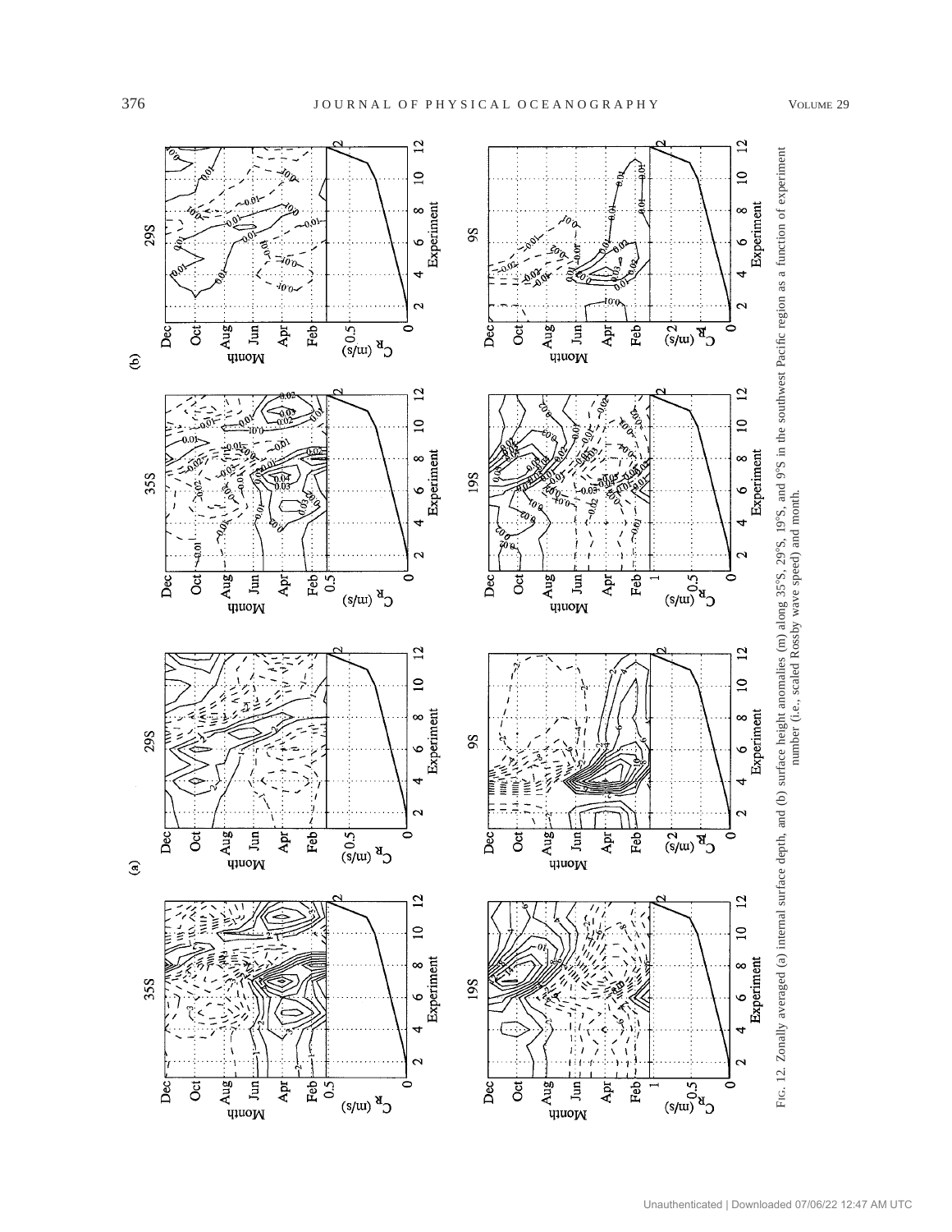FIG. 12. Zonally averaged (a) internal surface depth, and (b) surface height anomalies (m) along 35°S, 29°S, 19°S, and 9°S in the southwest Pacific region as a function of experiment number (i.e., scaled Rossby wave speed) and month.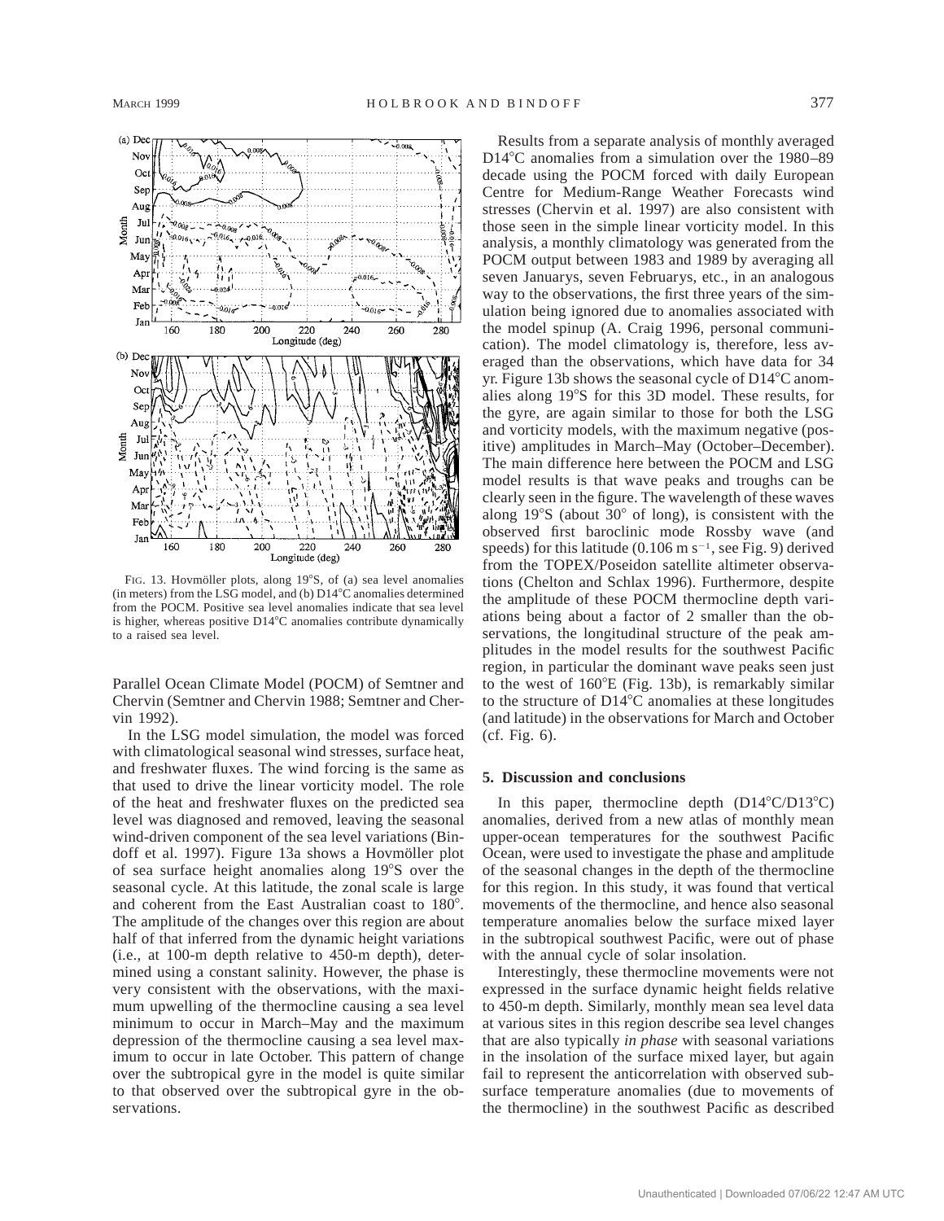FIG. 13. Hovmöller plots, along 19°S, of (a) sea level anomalies (in meters) from the LSG model, and (b) D14°C anomalies determined from the POCM. Positive sea level anomalies indicate that sea level is higher, whereas positive D14°C anomalies contribute dynamically to a raised sea level.

Parallel Ocean Climate Model (POCM) of Semtner and Chervin (Semtner and Chervin 1988; Semtner and Chervin 1992).

In the LSG model simulation, the model was forced with climatological seasonal wind stresses, surface heat, and freshwater fluxes. The wind forcing is the same as that used to drive the linear vorticity model. The role of the heat and freshwater fluxes on the predicted sea level was diagnosed and removed, leaving the seasonal wind-driven component of the sea level variations (Bindoff et al. 1997). Figure 13a shows a Hovmöller plot of sea surface height anomalies along 19°S over the seasonal cycle. At this latitude, the zonal scale is large and coherent from the East Australian coast to 180°. The amplitude of the changes over this region are about half of that inferred from the dynamic height variations (i.e., at 100-m depth relative to 450-m depth), determined using a constant salinity. However, the phase is very consistent with the observations, with the maximum upwelling of the thermocline causing a sea level minimum to occur in March–May and the maximum depression of the thermocline causing a sea level maximum to occur in late October. This pattern of change over the subtropical gyre in the model is quite similar to that observed over the subtropical gyre in the observations.

Results from a separate analysis of monthly averaged D14°C anomalies from a simulation over the 1980–89 decade using the POCM forced with daily European Centre for Medium-Range Weather Forecasts wind stresses (Chervin et al. 1997) are also consistent with those seen in the simple linear vorticity model. In this analysis, a monthly climatology was generated from the POCM output between 1983 and 1989 by averaging all seven Januarys, seven Februarys, etc., in an analogous way to the observations, the first three years of the simulation being ignored due to anomalies associated with the model spinup (A. Craig 1996, personal communication). The model climatology is, therefore, less averaged than the observations, which have data for 34 yr. Figure 13b shows the seasonal cycle of D14°C anomalies along 19°S for this 3D model. These results, for the gyre, are again similar to those for both the LSG and vorticity models, with the maximum negative (positive) amplitudes in March–May (October–December). The main difference here between the POCM and LSG model results is that wave peaks and troughs can be clearly seen in the figure. The wavelength of these waves along 19°S (about 30° of long), is consistent with the observed first baroclinic mode Rossby wave (and speeds) for this latitude (0.106 m $s^{-1}$, see Fig. 9) derived from the TOPEX/Poseidon satellite altimeter observations (Chelton and Schlax 1996). Furthermore, despite the amplitude of these POCM thermocline depth variations being about a factor of 2 smaller than the observations, the longitudinal structure of the peak amplitudes in the model results for the southwest Pacific region, in particular the dominant wave peaks seen just to the west of 160°E (Fig. 13b), is remarkably similar to the structure of D14°C anomalies at these longitudes (and latitude) in the observations for March and October (cf. Fig. 6).

## 5. Discussion and conclusions

In this paper, thermocline depth (D14°C/D13°C) anomalies, derived from a new atlas of monthly mean upper-ocean temperatures for the southwest Pacific Ocean, were used to investigate the phase and amplitude of the seasonal changes in the depth of the thermocline for this region. In this study, it was found that vertical movements of the thermocline, and hence also seasonal temperature anomalies below the surface mixed layer in the subtropical southwest Pacific, were out of phase with the annual cycle of solar insolation.

Interestingly, these thermocline movements were not expressed in the surface dynamic height fields relative to 450-m depth. Similarly, monthly mean sea level data at various sites in this region describe sea level changes that are also typically *in phase* with seasonal variations in the insolation of the surface mixed layer, but again fail to represent the anticorrelation with observed subsurface temperature anomalies (due to movements of the thermocline) in the southwest Pacific as described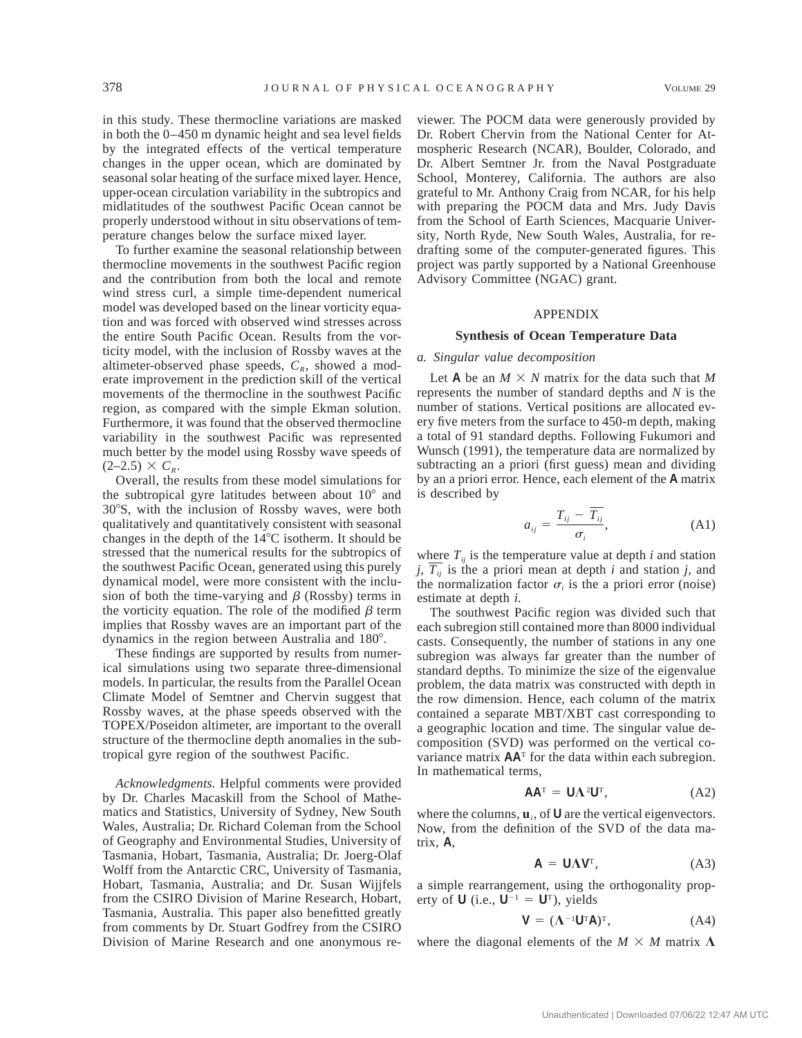in this study. These thermocline variations are masked in both the 0–450 m dynamic height and sea level fields by the integrated effects of the vertical temperature changes in the upper ocean, which are dominated by seasonal solar heating of the surface mixed layer. Hence, upper-ocean circulation variability in the subtropics and midlatitudes of the southwest Pacific Ocean cannot be properly understood without in situ observations of temperature changes below the surface mixed layer.

To further examine the seasonal relationship between thermocline movements in the southwest Pacific region and the contribution from both the local and remote wind stress curl, a simple time-dependent numerical model was developed based on the linear vorticity equation and was forced with observed wind stresses across the entire South Pacific Ocean. Results from the vorticity model, with the inclusion of Rossby waves at the altimeter-observed phase speeds, $C_R$, showed a moderate improvement in the prediction skill of the vertical movements of the thermocline in the southwest Pacific region, as compared with the simple Ekman solution. Furthermore, it was found that the observed thermocline variability in the southwest Pacific was represented much better by the model using Rossby wave speeds of $(2–2.5) \times C_R$.

Overall, the results from these model simulations for the subtropical gyre latitudes between about 10° and 30°S, with the inclusion of Rossby waves, were both qualitatively and quantitatively consistent with seasonal changes in the depth of the 14°C isotherm. It should be stressed that the numerical results for the subtropics of the southwest Pacific Ocean, generated using this purely dynamical model, were more consistent with the inclusion of both the time-varying and $\beta$ (Rossby) terms in the vorticity equation. The role of the modified $\beta$ term implies that Rossby waves are an important part of the dynamics in the region between Australia and 180°.

These findings are supported by results from numerical simulations using two separate three-dimensional models. In particular, the results from the Parallel Ocean Climate Model of Semtner and Chervin suggest that Rossby waves, at the phase speeds observed with the TOPEX/Poseidon altimeter, are important to the overall structure of the thermocline depth anomalies in the subtropical gyre region of the southwest Pacific.

*Acknowledgments.* Helpful comments were provided by Dr. Charles Macaskill from the School of Mathematics and Statistics, University of Sydney, New South Wales, Australia; Dr. Richard Coleman from the School of Geography and Environmental Studies, University of Tasmania, Hobart, Tasmania, Australia; Dr. Joerg-Olaf Wolff from the Antarctic CRC, University of Tasmania, Hobart, Tasmania, Australia; and Dr. Susan Wijjfels from the CSIRO Division of Marine Research, Hobart, Tasmania, Australia. This paper also benefitted greatly from comments by Dr. Stuart Godfrey from the CSIRO Division of Marine Research and one anonymous reviewer. The POCM data were generously provided by Dr. Robert Chervin from the National Center for Atmospheric Research (NCAR), Boulder, Colorado, and Dr. Albert Semtner Jr. from the Naval Postgraduate School, Monterey, California. The authors are also grateful to Mr. Anthony Craig from NCAR, for his help with preparing the POCM data and Mrs. Judy Davis from the School of Earth Sciences, Macquarie University, North Ryde, New South Wales, Australia, for redrafting some of the computer-generated figures. This project was partly supported by a National Greenhouse Advisory Committee (NGAC) grant.

## APPENDIX

### Synthesis of Ocean Temperature Data

*a. Singular value decomposition*

Let $\mathbf{A}$ be an $M \times N$ matrix for the data such that $M$ represents the number of standard depths and $N$ is the number of stations. Vertical positions are allocated every five meters from the surface to 450-m depth, making a total of 91 standard depths. Following Fukumori and Wunsch (1991), the temperature data are normalized by subtracting an a priori (first guess) mean and dividing by an a priori error. Hence, each element of the $\mathbf{A}$ matrix is described by

$$a_{ij} = \frac{T_{ij} - \overline{T_{ij}}}{\sigma_i}, \tag{A1}$$

where $T_{ij}$ is the temperature value at depth $i$ and station $j$, $\overline{T_{ij}}$ is the a priori mean at depth $i$ and station $j$, and the normalization factor $\sigma_i$ is the a priori error (noise) estimate at depth $i$.

The southwest Pacific region was divided such that each subregion still contained more than 8000 individual casts. Consequently, the number of stations in any one subregion was always far greater than the number of standard depths. To minimize the size of the eigenvalue problem, the data matrix was constructed with depth in the row dimension. Hence, each column of the matrix contained a separate MBT/XBT cast corresponding to a geographic location and time. The singular value decomposition (SVD) was performed on the vertical covariance matrix $\mathbf{A}\mathbf{A}^{\mathrm{T}}$ for the data within each subregion. In mathematical terms,

$$\mathbf{A}\mathbf{A}^{\mathrm{T}} = \mathbf{U}\boldsymbol{\Lambda}^2\mathbf{U}^{\mathrm{T}}, \tag{A2}$$

where the columns, $\mathbf{u}_i$, of $\mathbf{U}$ are the vertical eigenvectors. Now, from the definition of the SVD of the data matrix, $\mathbf{A}$,

$$\mathbf{A} = \mathbf{U}\boldsymbol{\Lambda}\mathbf{V}^{\mathrm{T}}, \tag{A3}$$

a simple rearrangement, using the orthogonality property of $\mathbf{U}$ (i.e., $\mathbf{U}^{-1} = \mathbf{U}^{\mathrm{T}}$), yields

$$\mathbf{V} = (\boldsymbol{\Lambda}^{-1}\mathbf{U}^{\mathrm{T}}\mathbf{A})^{\mathrm{T}}, \tag{A4}$$

where the diagonal elements of the $M \times M$ matrix $\boldsymbol{\Lambda}$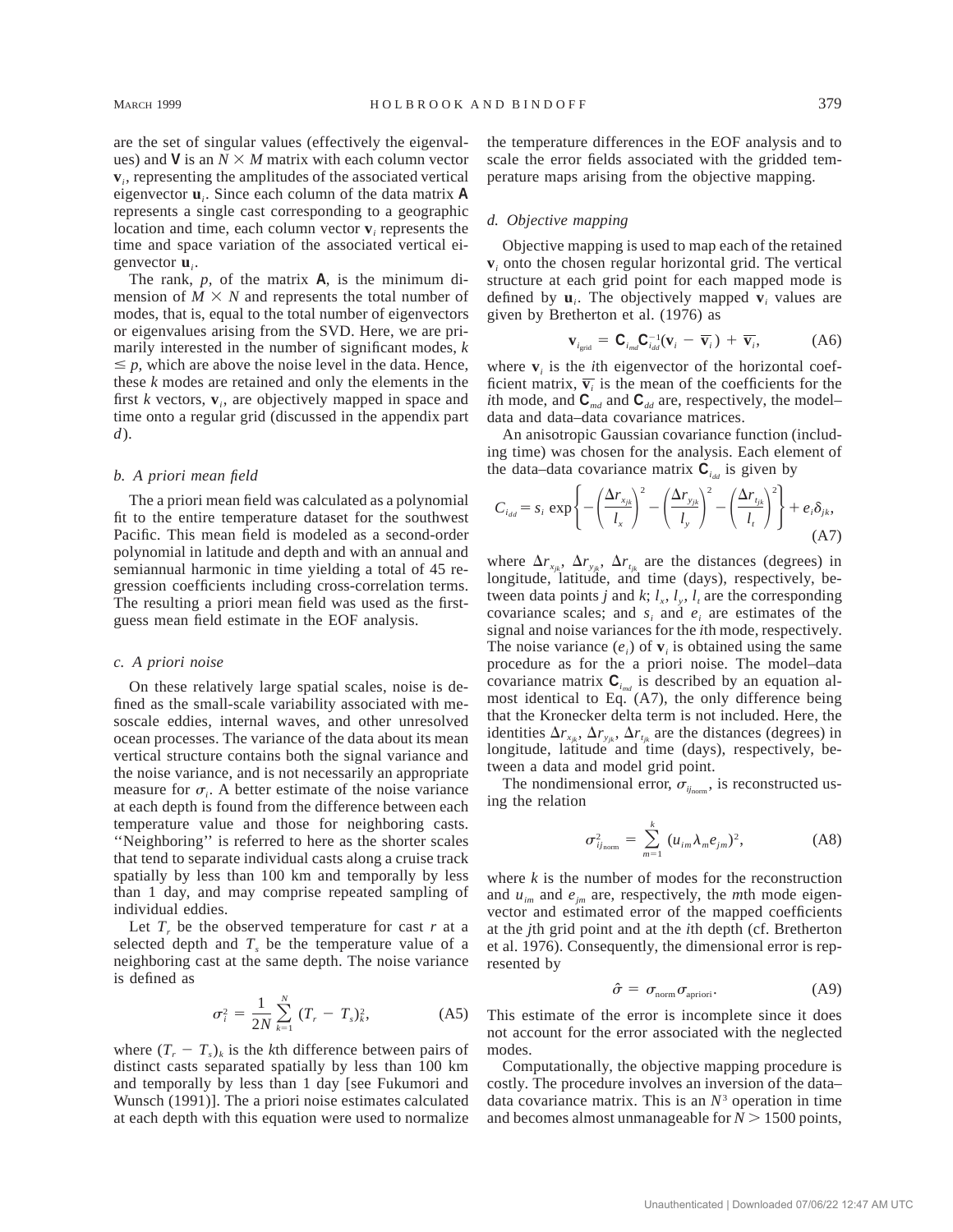are the set of singular values (effectively the eigenvalues) and $\mathbf{V}$ is an $N \times M$ matrix with each column vector $\mathbf{v}_i$, representing the amplitudes of the associated vertical eigenvector $\mathbf{u}_i$. Since each column of the data matrix $\mathbf{A}$ represents a single cast corresponding to a geographic location and time, each column vector $\mathbf{v}_i$ represents the time and space variation of the associated vertical eigenvector $\mathbf{u}_i$.

The rank, $p$, of the matrix $\mathbf{A}$, is the minimum dimension of $M \times N$ and represents the total number of modes, that is, equal to the total number of eigenvectors or eigenvalues arising from the SVD. Here, we are primarily interested in the number of significant modes, $k \leq p$, which are above the noise level in the data. Hence, these $k$ modes are retained and only the elements in the first $k$ vectors, $\mathbf{v}_i$, are objectively mapped in space and time onto a regular grid (discussed in the appendix part *d*).

### *b. A priori mean field*

The a priori mean field was calculated as a polynomial fit to the entire temperature dataset for the southwest Pacific. This mean field is modeled as a second-order polynomial in latitude and depth and with an annual and semiannual harmonic in time yielding a total of 45 regression coefficients including cross-correlation terms. The resulting a priori mean field was used as the first-guess mean field estimate in the EOF analysis.

### *c. A priori noise*

On these relatively large spatial scales, noise is defined as the small-scale variability associated with mesoscale eddies, internal waves, and other unresolved ocean processes. The variance of the data about its mean vertical structure contains both the signal variance and the noise variance, and is not necessarily an appropriate measure for $\sigma_i$. A better estimate of the noise variance at each depth is found from the difference between each temperature value and those for neighboring casts. ''Neighboring'' is referred to here as the shorter scales that tend to separate individual casts along a cruise track spatially by less than 100 km and temporally by less than 1 day, and may comprise repeated sampling of individual eddies.

Let $T_r$ be the observed temperature for cast $r$ at a selected depth and $T_s$ be the temperature value of a neighboring cast at the same depth. The noise variance is defined as

$$\sigma_i^2 = \frac{1}{2N} \sum_{k=1}^{N} (T_r - T_s)_k^2, \tag{A5}$$

where $(T_r - T_s)_k$ is the $k$th difference between pairs of distinct casts separated spatially by less than 100 km and temporally by less than 1 day [see Fukumori and Wunsch (1991)]. The a priori noise estimates calculated at each depth with this equation were used to normalize the temperature differences in the EOF analysis and to scale the error fields associated with the gridded temperature maps arising from the objective mapping.

### *d. Objective mapping*

Objective mapping is used to map each of the retained $\mathbf{v}_i$ onto the chosen regular horizontal grid. The vertical structure at each grid point for each mapped mode is defined by $\mathbf{u}_i$. The objectively mapped $\mathbf{v}_i$ values are given by Bretherton et al. (1976) as

$$\mathbf{v}_{i_{\mathrm{grid}}} = \mathbf{C}_{i_{md}} \mathbf{C}_{i_{dd}}^{-1} (\mathbf{v}_i - \overline{\mathbf{v}_i}) + \overline{\mathbf{v}_i}, \tag{A6}$$

where $\mathbf{v}_i$ is the $i$th eigenvector of the horizontal coefficient matrix, $\overline{\mathbf{v}_i}$ is the mean of the coefficients for the $i$th mode, and $\mathbf{C}_{md}$ and $\mathbf{C}_{dd}$ are, respectively, the model–data and data–data covariance matrices.

An anisotropic Gaussian covariance function (including time) was chosen for the analysis. Each element of the data–data covariance matrix $\mathbf{C}_{i_{dd}}$ is given by

$$C_{i_{dd}} = s_i \exp\left\{ -\left(\frac{\Delta r_{x_{jk}}}{l_x}\right)^2 - \left(\frac{\Delta r_{y_{jk}}}{l_y}\right)^2 - \left(\frac{\Delta r_{t_{jk}}}{l_t}\right)^2 \right\} + e_i \delta_{jk}, \tag{A7}$$

where $\Delta r_{x_{jk}}$, $\Delta r_{y_{jk}}$, $\Delta r_{t_{jk}}$ are the distances (degrees) in longitude, latitude, and time (days), respectively, between data points $j$ and $k$; $l_x$, $l_y$, $l_t$ are the corresponding covariance scales; and $s_i$ and $e_i$ are estimates of the signal and noise variances for the $i$th mode, respectively. The noise variance ($e_i$) of $\mathbf{v}_i$ is obtained using the same procedure as for the a priori noise. The model–data covariance matrix $\mathbf{C}_{i_{md}}$ is described by an equation almost identical to Eq. (A7), the only difference being that the Kronecker delta term is not included. Here, the identities $\Delta r_{x_{jk}}$, $\Delta r_{y_{jk}}$, $\Delta r_{t_{jk}}$ are the distances (degrees) in longitude, latitude and time (days), respectively, between a data and model grid point.

The nondimensional error, $\sigma_{ij_{\mathrm{norm}}}$, is reconstructed using the relation

$$\sigma_{ij_{\mathrm{norm}}}^2 = \sum_{m=1}^{k} (u_{im} \lambda_m e_{jm})^2, \tag{A8}$$

where $k$ is the number of modes for the reconstruction and $u_{im}$ and $e_{jm}$ are, respectively, the $m$th mode eigenvector and estimated error of the mapped coefficients at the $j$th grid point and at the $i$th depth (cf. Bretherton et al. 1976). Consequently, the dimensional error is represented by

$$\hat{\sigma} = \sigma_{\mathrm{norm}} \sigma_{\mathrm{apriori}}. \tag{A9}$$

This estimate of the error is incomplete since it does not account for the error associated with the neglected modes.

Computationally, the objective mapping procedure is costly. The procedure involves an inversion of the data–data covariance matrix. This is an $N^3$ operation in time and becomes almost unmanageable for $N > 1500$ points,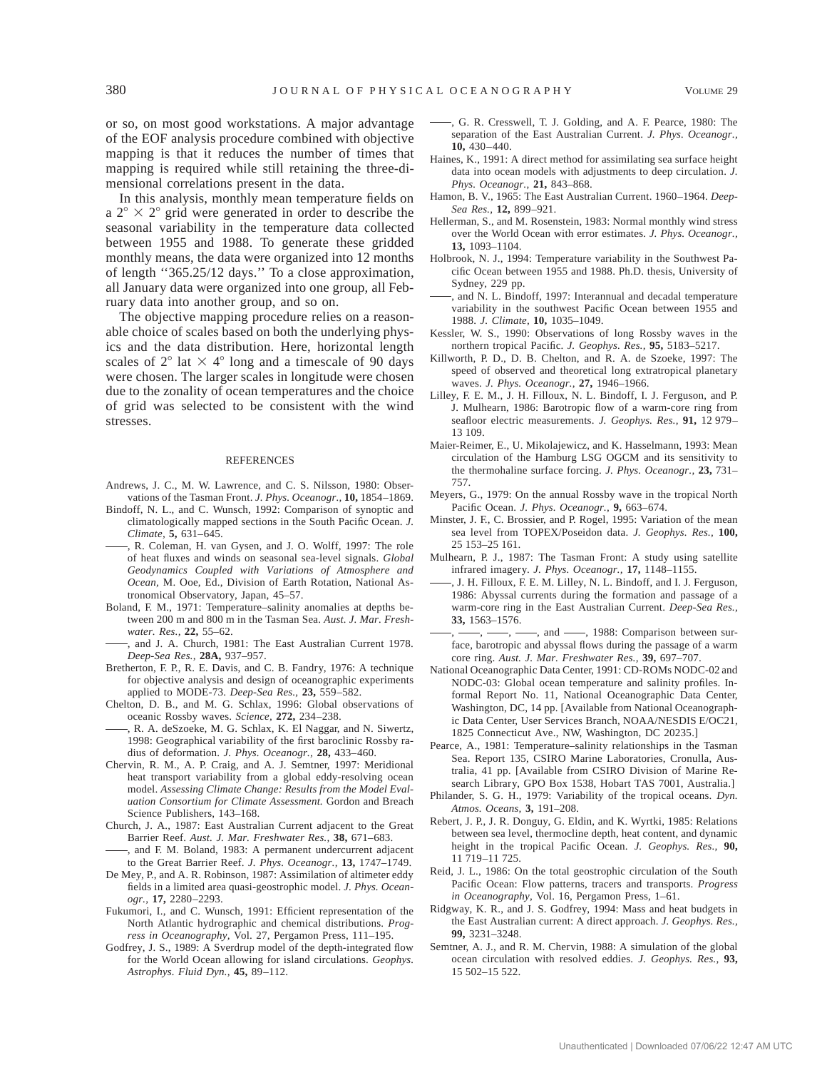or so, on most good workstations. A major advantage of the EOF analysis procedure combined with objective mapping is that it reduces the number of times that mapping is required while still retaining the three-dimensional correlations present in the data.

In this analysis, monthly mean temperature fields on a $2° \times 2°$ grid were generated in order to describe the seasonal variability in the temperature data collected between 1955 and 1988. To generate these gridded monthly means, the data were organized into 12 months of length ''365.25/12 days.'' To a close approximation, all January data were organized into one group, all February data into another group, and so on.

The objective mapping procedure relies on a reasonable choice of scales based on both the underlying physics and the data distribution. Here, horizontal length scales of $2°$ lat $\times$ $4°$ long and a timescale of 90 days were chosen. The larger scales in longitude were chosen due to the zonality of ocean temperatures and the choice of grid was selected to be consistent with the wind stresses.

## REFERENCES

Andrews, J. C., M. W. Lawrence, and C. S. Nilsson, 1980: Observations of the Tasman Front. *J. Phys. Oceanogr.,* **10,** 1854–1869.

Bindoff, N. L., and C. Wunsch, 1992: Comparison of synoptic and climatologically mapped sections in the South Pacific Ocean. *J. Climate,* **5,** 631–645.

——, R. Coleman, H. van Gysen, and J. O. Wolff, 1997: The role of heat fluxes and winds on seasonal sea-level signals. *Global Geodynamics Coupled with Variations of Atmosphere and Ocean,* M. Ooe, Ed., Division of Earth Rotation, National Astronomical Observatory, Japan, 45–57.

Boland, F. M., 1971: Temperature–salinity anomalies at depths between 200 m and 800 m in the Tasman Sea. *Aust. J. Mar. Freshwater. Res.,* **22,** 55–62.

——, and J. A. Church, 1981: The East Australian Current 1978. *Deep-Sea Res.,* **28A,** 937–957.

Bretherton, F. P., R. E. Davis, and C. B. Fandry, 1976: A technique for objective analysis and design of oceanographic experiments applied to MODE-73. *Deep-Sea Res.,* **23,** 559–582.

Chelton, D. B., and M. G. Schlax, 1996: Global observations of oceanic Rossby waves. *Science,* **272,** 234–238.

——, R. A. deSzoeke, M. G. Schlax, K. El Naggar, and N. Siwertz, 1998: Geographical variability of the first baroclinic Rossby radius of deformation. *J. Phys. Oceanogr.,* **28,** 433–460.

Chervin, R. M., A. P. Craig, and A. J. Semtner, 1997: Meridional heat transport variability from a global eddy-resolving ocean model. *Assessing Climate Change: Results from the Model Evaluation Consortium for Climate Assessment.* Gordon and Breach Science Publishers, 143–168.

Church, J. A., 1987: East Australian Current adjacent to the Great Barrier Reef. *Aust. J. Mar. Freshwater Res.,* **38,** 671–683.

——, and F. M. Boland, 1983: A permanent undercurrent adjacent to the Great Barrier Reef. *J. Phys. Oceanogr.,* **13,** 1747–1749.

De Mey, P., and A. R. Robinson, 1987: Assimilation of altimeter eddy fields in a limited area quasi-geostrophic model. *J. Phys. Oceanogr.,* **17,** 2280–2293.

Fukumori, I., and C. Wunsch, 1991: Efficient representation of the North Atlantic hydrographic and chemical distributions. *Progress in Oceanography,* Vol. 27, Pergamon Press, 111–195.

Godfrey, J. S., 1989: A Sverdrup model of the depth-integrated flow for the World Ocean allowing for island circulations. *Geophys. Astrophys. Fluid Dyn.,* **45,** 89–112.

——, G. R. Cresswell, T. J. Golding, and A. F. Pearce, 1980: The separation of the East Australian Current. *J. Phys. Oceanogr.,* **10,** 430–440.

Haines, K., 1991: A direct method for assimilating sea surface height data into ocean models with adjustments to deep circulation. *J. Phys. Oceanogr.,* **21,** 843–868.

Hamon, B. V., 1965: The East Australian Current. 1960–1964. *Deep-Sea Res.,* **12,** 899–921.

Hellerman, S., and M. Rosenstein, 1983: Normal monthly wind stress over the World Ocean with error estimates. *J. Phys. Oceanogr.,* **13,** 1093–1104.

Holbrook, N. J., 1994: Temperature variability in the Southwest Pacific Ocean between 1955 and 1988. Ph.D. thesis, University of Sydney, 229 pp.

——, and N. L. Bindoff, 1997: Interannual and decadal temperature variability in the southwest Pacific Ocean between 1955 and 1988. *J. Climate,* **10,** 1035–1049.

Kessler, W. S., 1990: Observations of long Rossby waves in the northern tropical Pacific. *J. Geophys. Res.,* **95,** 5183–5217.

Killworth, P. D., D. B. Chelton, and R. A. de Szoeke, 1997: The speed of observed and theoretical long extratropical planetary waves. *J. Phys. Oceanogr.,* **27,** 1946–1966.

Lilley, F. E. M., J. H. Filloux, N. L. Bindoff, I. J. Ferguson, and P. J. Mulhearn, 1986: Barotropic flow of a warm-core ring from seafloor electric measurements. *J. Geophys. Res.,* **91,** 12 979–13 109.

Maier-Reimer, E., U. Mikolajewicz, and K. Hasselmann, 1993: Mean circulation of the Hamburg LSG OGCM and its sensitivity to the thermohaline surface forcing. *J. Phys. Oceanogr.,* **23,** 731–757.

Meyers, G., 1979: On the annual Rossby wave in the tropical North Pacific Ocean. *J. Phys. Oceanogr.,* **9,** 663–674.

Minster, J. F., C. Brossier, and P. Rogel, 1995: Variation of the mean sea level from TOPEX/Poseidon data. *J. Geophys. Res.,* **100,** 25 153–25 161.

Mulhearn, P. J., 1987: The Tasman Front: A study using satellite infrared imagery. *J. Phys. Oceanogr.,* **17,** 1148–1155.

——, J. H. Filloux, F. E. M. Lilley, N. L. Bindoff, and I. J. Ferguson, 1986: Abyssal currents during the formation and passage of a warm-core ring in the East Australian Current. *Deep-Sea Res.,* **33,** 1563–1576.

——, ——, ——, ——, and ——, 1988: Comparison between surface, barotropic and abyssal flows during the passage of a warm core ring. *Aust. J. Mar. Freshwater Res.,* **39,** 697–707.

National Oceanographic Data Center, 1991: CD-ROMs NODC-02 and NODC-03: Global ocean temperature and salinity profiles. Informal Report No. 11, National Oceanographic Data Center, Washington, DC, 14 pp. [Available from National Oceanographic Data Center, User Services Branch, NOAA/NESDIS E/OC21, 1825 Connecticut Ave., NW, Washington, DC 20235.]

Pearce, A., 1981: Temperature–salinity relationships in the Tasman Sea. Report 135, CSIRO Marine Laboratories, Cronulla, Australia, 41 pp. [Available from CSIRO Division of Marine Research Library, GPO Box 1538, Hobart TAS 7001, Australia.]

Philander, S. G. H., 1979: Variability of the tropical oceans. *Dyn. Atmos. Oceans,* **3,** 191–208.

Rebert, J. P., J. R. Donguy, G. Eldin, and K. Wyrtki, 1985: Relations between sea level, thermocline depth, heat content, and dynamic height in the tropical Pacific Ocean. *J. Geophys. Res.,* **90,** 11 719–11 725.

Reid, J. L., 1986: On the total geostrophic circulation of the South Pacific Ocean: Flow patterns, tracers and transports. *Progress in Oceanography,* Vol. 16, Pergamon Press, 1–61.

Ridgway, K. R., and J. S. Godfrey, 1994: Mass and heat budgets in the East Australian current: A direct approach. *J. Geophys. Res.,* **99,** 3231–3248.

Semtner, A. J., and R. M. Chervin, 1988: A simulation of the global ocean circulation with resolved eddies. *J. Geophys. Res.,* **93,** 15 502–15 522.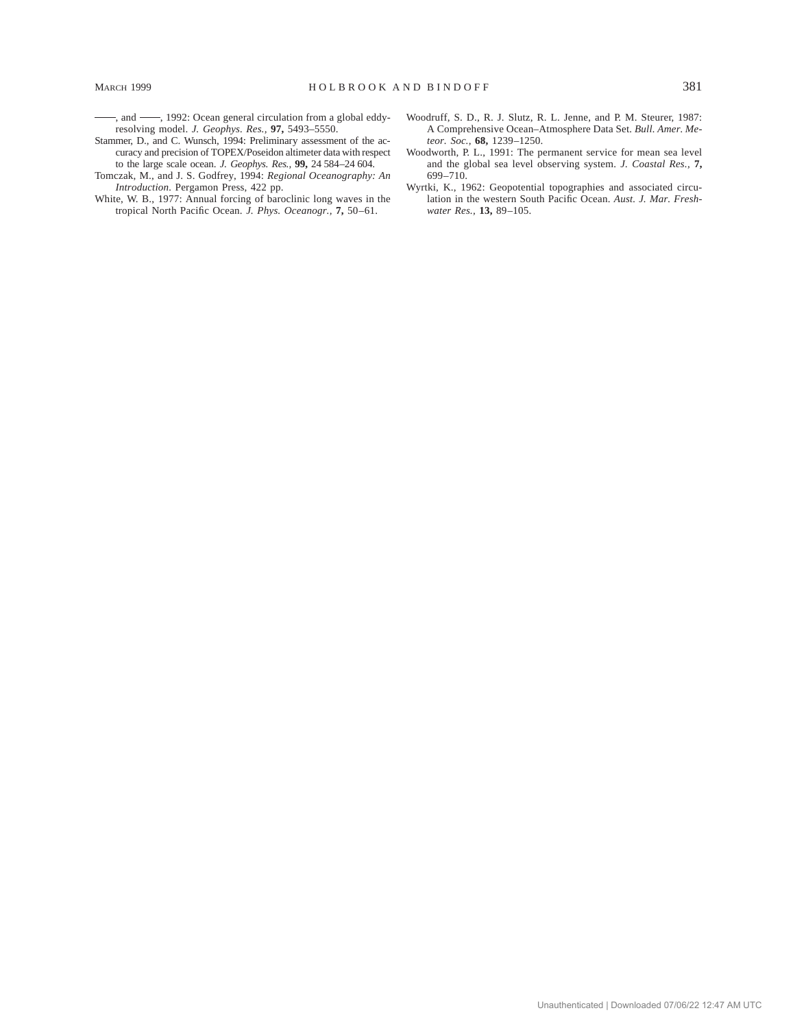——, and ——, 1992: Ocean general circulation from a global eddy-resolving model. *J. Geophys. Res.,* **97,** 5493–5550.

Stammer, D., and C. Wunsch, 1994: Preliminary assessment of the accuracy and precision of TOPEX/Poseidon altimeter data with respect to the large scale ocean. *J. Geophys. Res.,* **99,** 24 584–24 604.

Tomczak, M., and J. S. Godfrey, 1994: *Regional Oceanography: An Introduction*. Pergamon Press, 422 pp.

White, W. B., 1977: Annual forcing of baroclinic long waves in the tropical North Pacific Ocean. *J. Phys. Oceanogr.,* **7,** 50–61.

Woodruff, S. D., R. J. Slutz, R. L. Jenne, and P. M. Steurer, 1987: A Comprehensive Ocean–Atmosphere Data Set. *Bull. Amer. Meteor. Soc.,* **68,** 1239–1250.

Woodworth, P. L., 1991: The permanent service for mean sea level and the global sea level observing system. *J. Coastal Res.,* **7,** 699–710.

Wyrtki, K., 1962: Geopotential topographies and associated circulation in the western South Pacific Ocean. *Aust. J. Mar. Freshwater Res.,* **13,** 89–105.